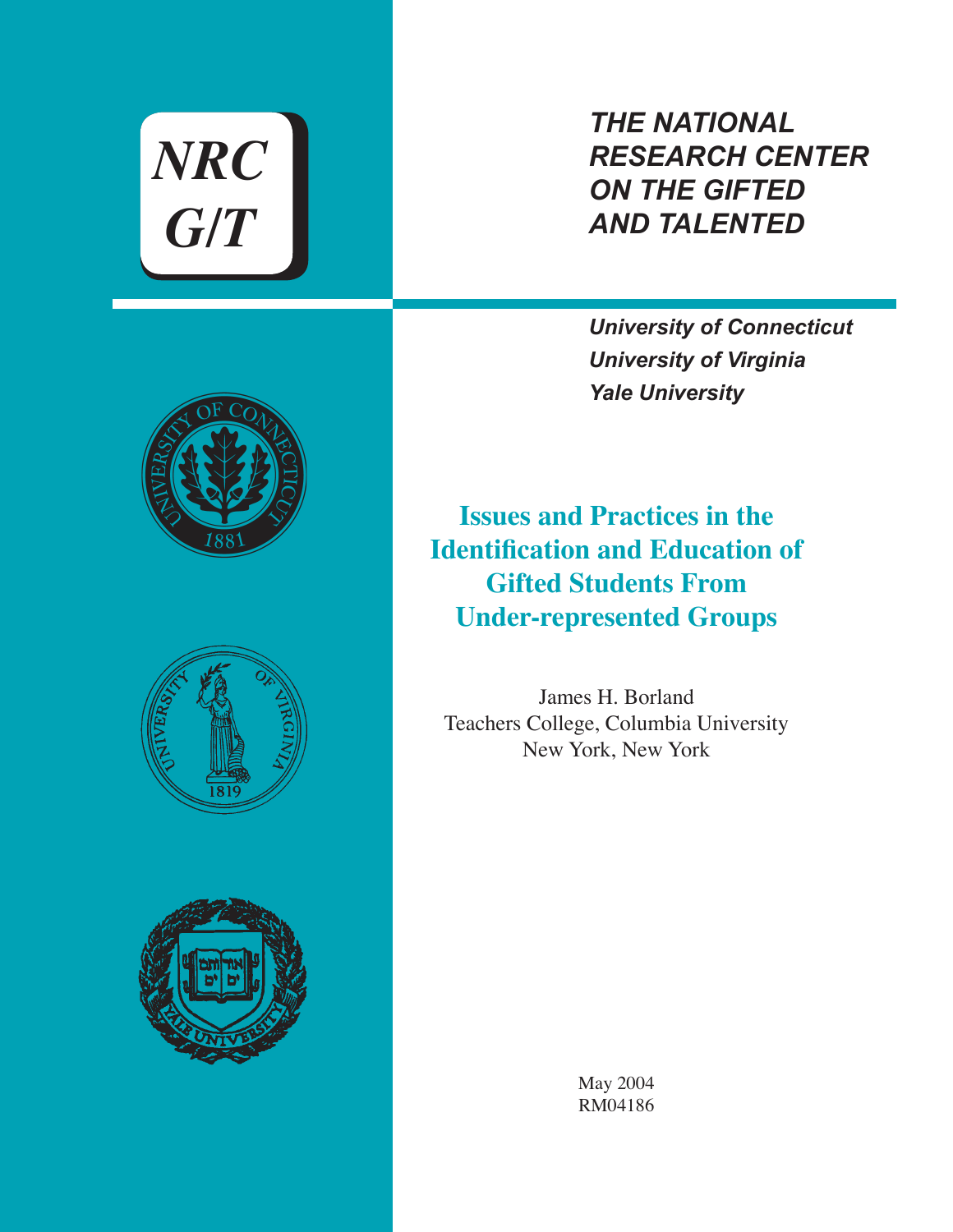NRC G/T

*THE NATIONAL RESEARCH CENTER ON THE GIFTED AND TALENTED*

***University of Connecticut***
***University of Virginia***
***Yale University***

# Issues and Practices in the Identification and Education of Gifted Students From Under-represented Groups

James H. Borland
Teachers College, Columbia University
New York, New York

May 2004
RM04186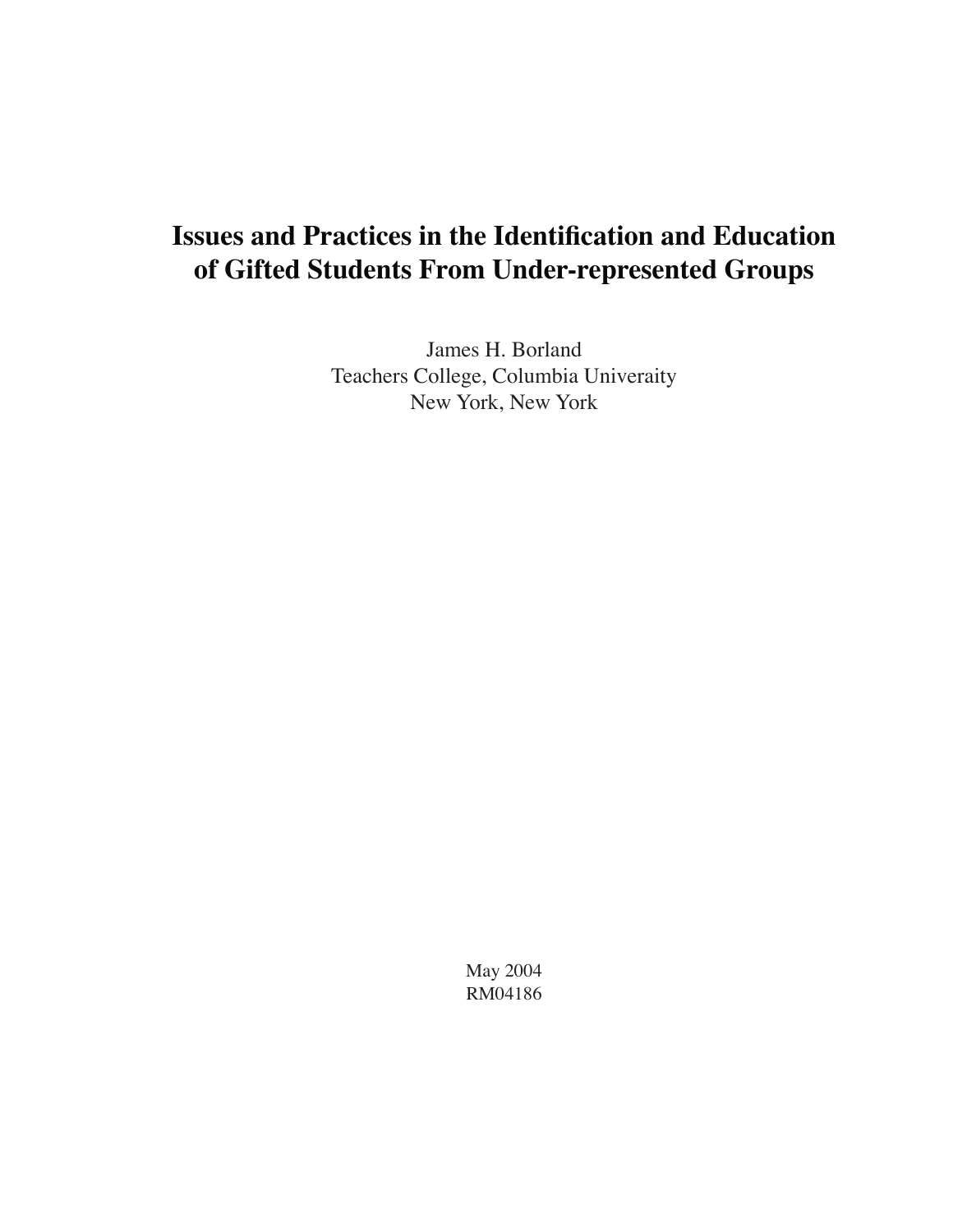# Issues and Practices in the Identification and Education of Gifted Students From Under-represented Groups

James H. Borland
Teachers College, Columbia Univeraity
New York, New York

May 2004
RM04186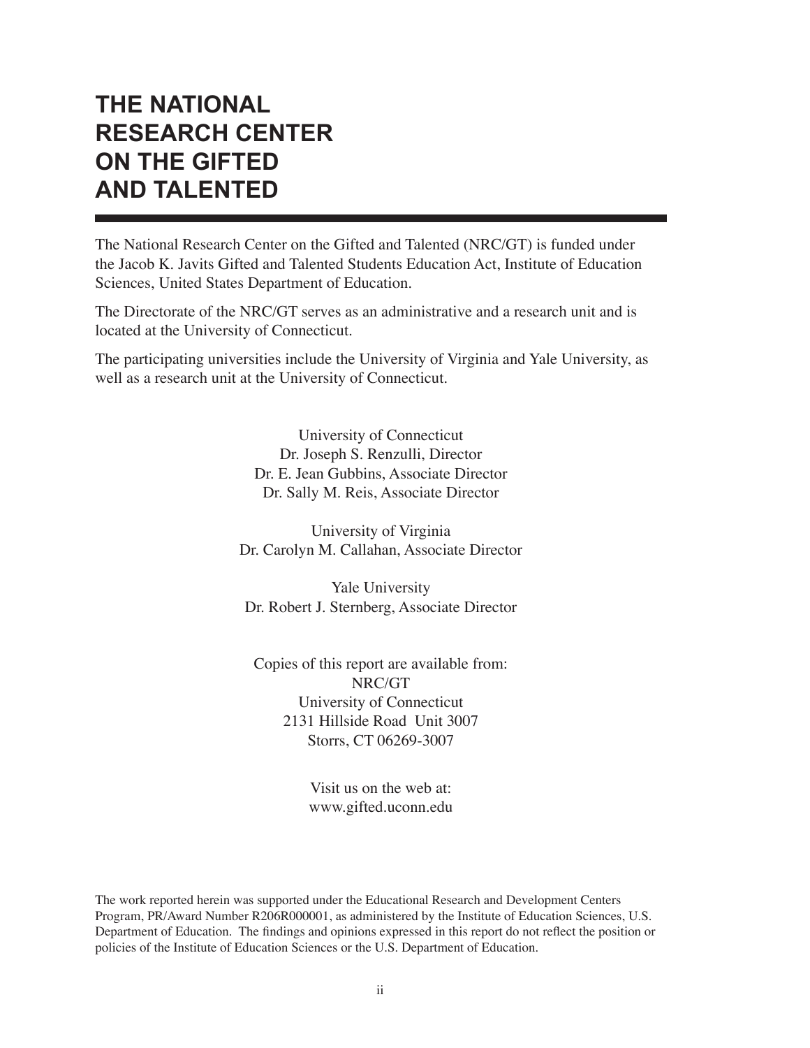# THE NATIONAL RESEARCH CENTER ON THE GIFTED AND TALENTED

The National Research Center on the Gifted and Talented (NRC/GT) is funded under the Jacob K. Javits Gifted and Talented Students Education Act, Institute of Education Sciences, United States Department of Education.

The Directorate of the NRC/GT serves as an administrative and a research unit and is located at the University of Connecticut.

The participating universities include the University of Virginia and Yale University, as well as a research unit at the University of Connecticut.

University of Connecticut
Dr. Joseph S. Renzulli, Director
Dr. E. Jean Gubbins, Associate Director
Dr. Sally M. Reis, Associate Director

University of Virginia
Dr. Carolyn M. Callahan, Associate Director

Yale University
Dr. Robert J. Sternberg, Associate Director

Copies of this report are available from:
NRC/GT
University of Connecticut
2131 Hillside Road Unit 3007
Storrs, CT 06269-3007

Visit us on the web at:
www.gifted.uconn.edu

The work reported herein was supported under the Educational Research and Development Centers Program, PR/Award Number R206R000001, as administered by the Institute of Education Sciences, U.S. Department of Education. The findings and opinions expressed in this report do not reflect the position or policies of the Institute of Education Sciences or the U.S. Department of Education.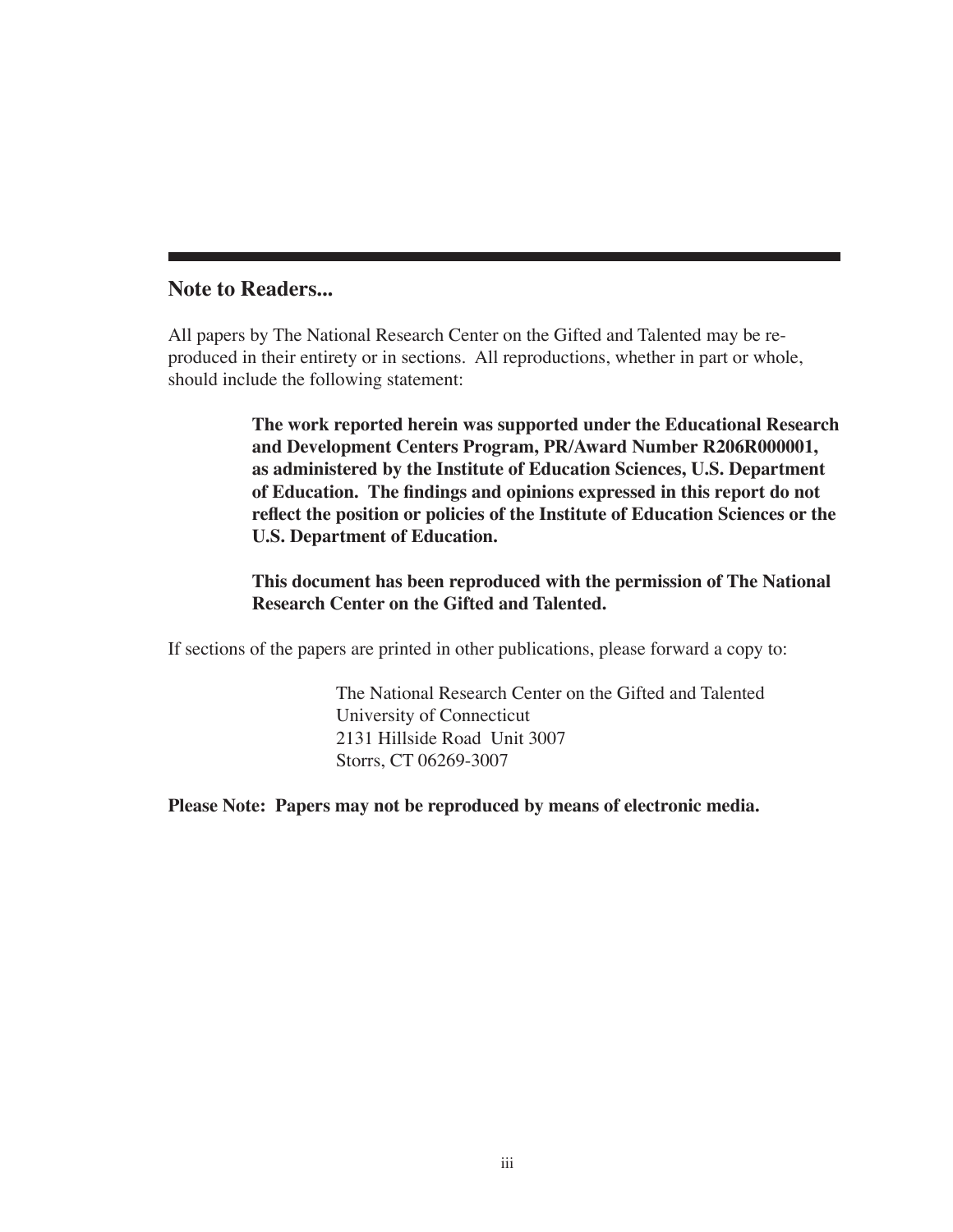## Note to Readers...

All papers by The National Research Center on the Gifted and Talented may be reproduced in their entirety or in sections. All reproductions, whether in part or whole, should include the following statement:

> **The work reported herein was supported under the Educational Research and Development Centers Program, PR/Award Number R206R000001, as administered by the Institute of Education Sciences, U.S. Department of Education. The findings and opinions expressed in this report do not reflect the position or policies of the Institute of Education Sciences or the U.S. Department of Education.**
>
> **This document has been reproduced with the permission of The National Research Center on the Gifted and Talented.**

If sections of the papers are printed in other publications, please forward a copy to:

> The National Research Center on the Gifted and Talented
> University of Connecticut
> 2131 Hillside Road Unit 3007
> Storrs, CT 06269-3007

**Please Note: Papers may not be reproduced by means of electronic media.**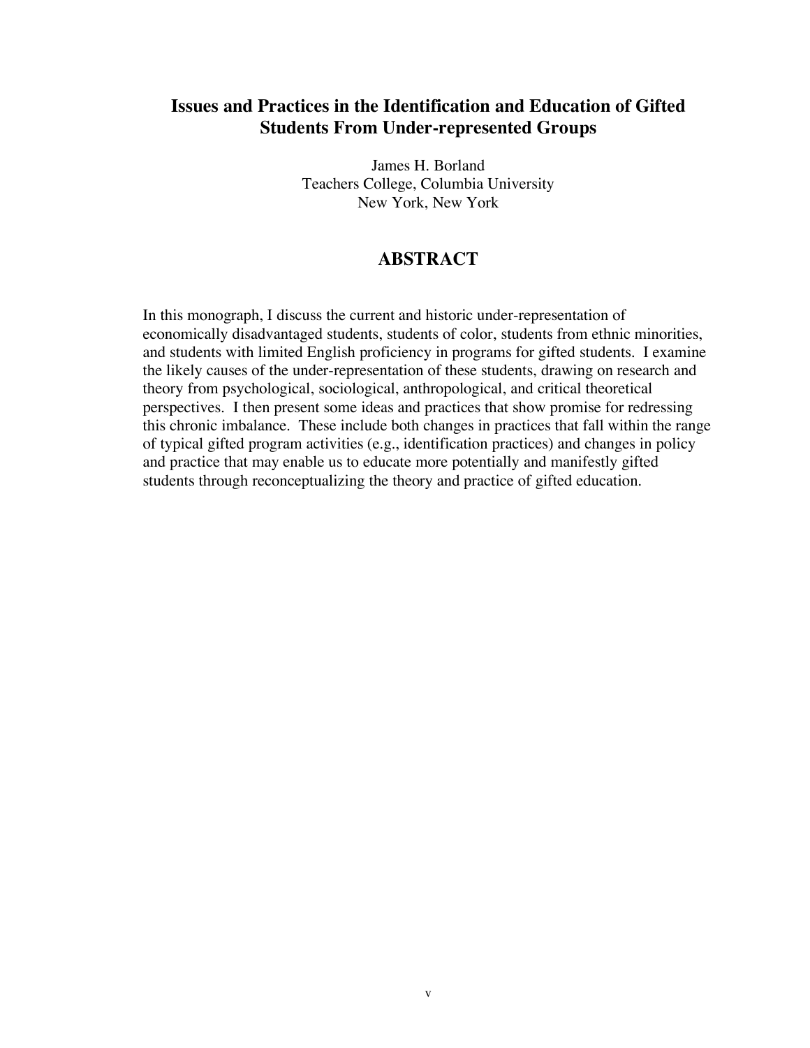# Issues and Practices in the Identification and Education of Gifted Students From Under-represented Groups

James H. Borland
Teachers College, Columbia University
New York, New York

## ABSTRACT

In this monograph, I discuss the current and historic under-representation of economically disadvantaged students, students of color, students from ethnic minorities, and students with limited English proficiency in programs for gifted students. I examine the likely causes of the under-representation of these students, drawing on research and theory from psychological, sociological, anthropological, and critical theoretical perspectives. I then present some ideas and practices that show promise for redressing this chronic imbalance. These include both changes in practices that fall within the range of typical gifted program activities (e.g., identification practices) and changes in policy and practice that may enable us to educate more potentially and manifestly gifted students through reconceptualizing the theory and practice of gifted education.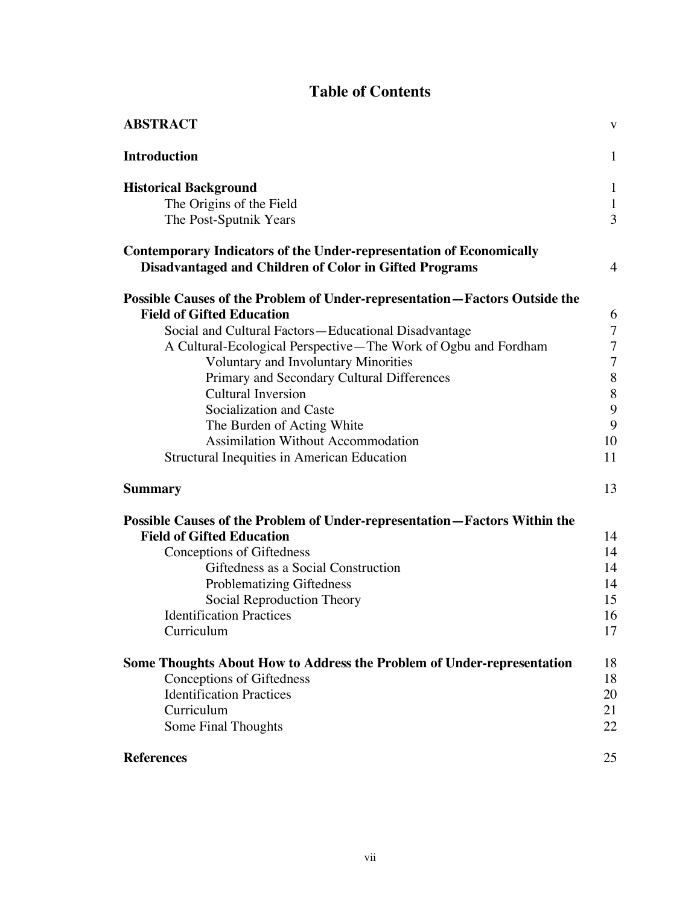# Table of Contents

| | |
|---|---|
| **ABSTRACT** | v |
| **Introduction** | 1 |
| **Historical Background** | 1 |
| The Origins of the Field | 1 |
| The Post-Sputnik Years | 3 |
| **Contemporary Indicators of the Under-representation of Economically Disadvantaged and Children of Color in Gifted Programs** | 4 |
| **Possible Causes of the Problem of Under-representation—Factors Outside the Field of Gifted Education** | 6 |
| Social and Cultural Factors—Educational Disadvantage | 7 |
| A Cultural-Ecological Perspective—The Work of Ogbu and Fordham | 7 |
| Voluntary and Involuntary Minorities | 7 |
| Primary and Secondary Cultural Differences | 8 |
| Cultural Inversion | 8 |
| Socialization and Caste | 9 |
| The Burden of Acting White | 9 |
| Assimilation Without Accommodation | 10 |
| Structural Inequities in American Education | 11 |
| **Summary** | 13 |
| **Possible Causes of the Problem of Under-representation—Factors Within the Field of Gifted Education** | 14 |
| Conceptions of Giftedness | 14 |
| Giftedness as a Social Construction | 14 |
| Problematizing Giftedness | 14 |
| Social Reproduction Theory | 15 |
| Identification Practices | 16 |
| Curriculum | 17 |
| **Some Thoughts About How to Address the Problem of Under-representation** | 18 |
| Conceptions of Giftedness | 18 |
| Identification Practices | 20 |
| Curriculum | 21 |
| Some Final Thoughts | 22 |
| **References** | 25 |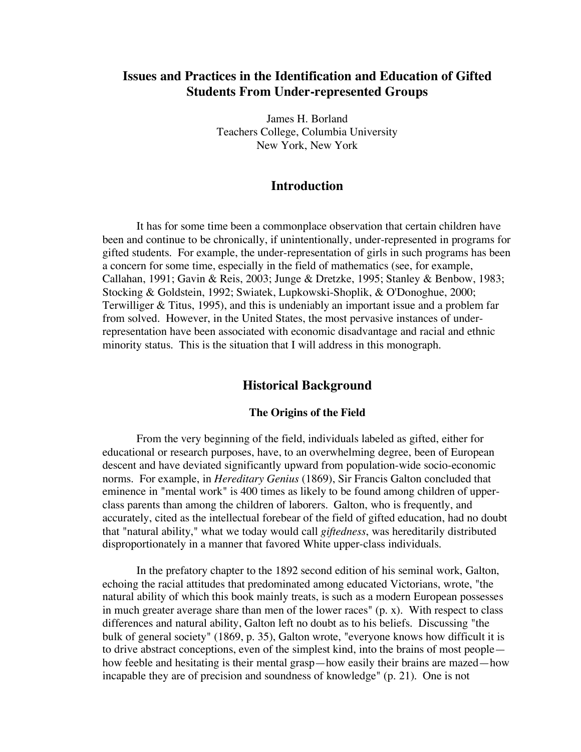# Issues and Practices in the Identification and Education of Gifted Students From Under-represented Groups

James H. Borland
Teachers College, Columbia University
New York, New York

## Introduction

It has for some time been a commonplace observation that certain children have been and continue to be chronically, if unintentionally, under-represented in programs for gifted students. For example, the under-representation of girls in such programs has been a concern for some time, especially in the field of mathematics (see, for example, Callahan, 1991; Gavin & Reis, 2003; Junge & Dretzke, 1995; Stanley & Benbow, 1983; Stocking & Goldstein, 1992; Swiatek, Lupkowski-Shoplik, & O'Donoghue, 2000; Terwilliger & Titus, 1995), and this is undeniably an important issue and a problem far from solved. However, in the United States, the most pervasive instances of under-representation have been associated with economic disadvantage and racial and ethnic minority status. This is the situation that I will address in this monograph.

## Historical Background

### The Origins of the Field

From the very beginning of the field, individuals labeled as gifted, either for educational or research purposes, have, to an overwhelming degree, been of European descent and have deviated significantly upward from population-wide socio-economic norms. For example, in *Hereditary Genius* (1869), Sir Francis Galton concluded that eminence in "mental work" is 400 times as likely to be found among children of upper-class parents than among the children of laborers. Galton, who is frequently, and accurately, cited as the intellectual forebear of the field of gifted education, had no doubt that "natural ability," what we today would call *giftedness*, was hereditarily distributed disproportionately in a manner that favored White upper-class individuals.

In the prefatory chapter to the 1892 second edition of his seminal work, Galton, echoing the racial attitudes that predominated among educated Victorians, wrote, "the natural ability of which this book mainly treats, is such as a modern European possesses in much greater average share than men of the lower races" (p. x). With respect to class differences and natural ability, Galton left no doubt as to his beliefs. Discussing "the bulk of general society" (1869, p. 35), Galton wrote, "everyone knows how difficult it is to drive abstract conceptions, even of the simplest kind, into the brains of most people—how feeble and hesitating is their mental grasp—how easily their brains are mazed—how incapable they are of precision and soundness of knowledge" (p. 21). One is not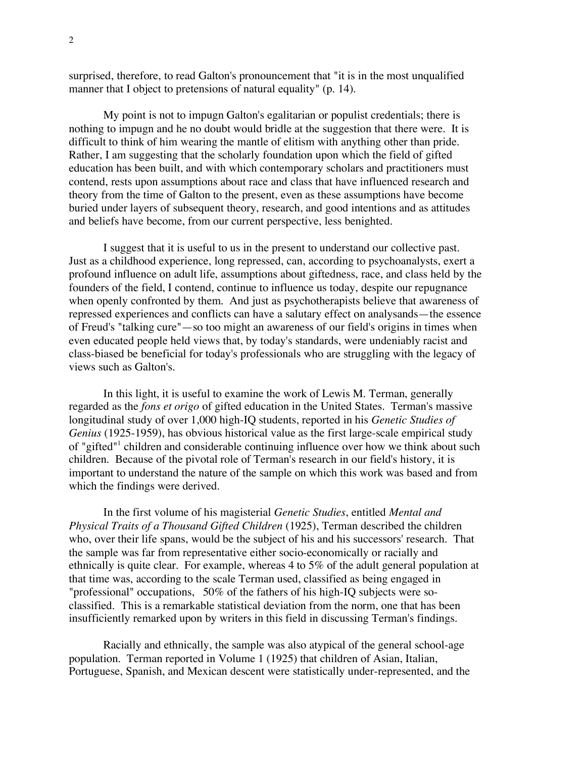surprised, therefore, to read Galton's pronouncement that "it is in the most unqualified manner that I object to pretensions of natural equality" (p. 14).

My point is not to impugn Galton's egalitarian or populist credentials; there is nothing to impugn and he no doubt would bridle at the suggestion that there were. It is difficult to think of him wearing the mantle of elitism with anything other than pride. Rather, I am suggesting that the scholarly foundation upon which the field of gifted education has been built, and with which contemporary scholars and practitioners must contend, rests upon assumptions about race and class that have influenced research and theory from the time of Galton to the present, even as these assumptions have become buried under layers of subsequent theory, research, and good intentions and as attitudes and beliefs have become, from our current perspective, less benighted.

I suggest that it is useful to us in the present to understand our collective past. Just as a childhood experience, long repressed, can, according to psychoanalysts, exert a profound influence on adult life, assumptions about giftedness, race, and class held by the founders of the field, I contend, continue to influence us today, despite our repugnance when openly confronted by them. And just as psychotherapists believe that awareness of repressed experiences and conflicts can have a salutary effect on analysands—the essence of Freud's "talking cure"—so too might an awareness of our field's origins in times when even educated people held views that, by today's standards, were undeniably racist and class-biased be beneficial for today's professionals who are struggling with the legacy of views such as Galton's.

In this light, it is useful to examine the work of Lewis M. Terman, generally regarded as the *fons et origo* of gifted education in the United States. Terman's massive longitudinal study of over 1,000 high-IQ students, reported in his *Genetic Studies of Genius* (1925-1959), has obvious historical value as the first large-scale empirical study of "gifted"[1] children and considerable continuing influence over how we think about such children. Because of the pivotal role of Terman's research in our field's history, it is important to understand the nature of the sample on which this work was based and from which the findings were derived.

In the first volume of his magisterial *Genetic Studies*, entitled *Mental and Physical Traits of a Thousand Gifted Children* (1925), Terman described the children who, over their life spans, would be the subject of his and his successors' research. That the sample was far from representative either socio-economically or racially and ethnically is quite clear. For example, whereas 4 to 5% of the adult general population at that time was, according to the scale Terman used, classified as being engaged in "professional" occupations, 50% of the fathers of his high-IQ subjects were so-classified. This is a remarkable statistical deviation from the norm, one that has been insufficiently remarked upon by writers in this field in discussing Terman's findings.

Racially and ethnically, the sample was also atypical of the general school-age population. Terman reported in Volume 1 (1925) that children of Asian, Italian, Portuguese, Spanish, and Mexican descent were statistically under-represented, and the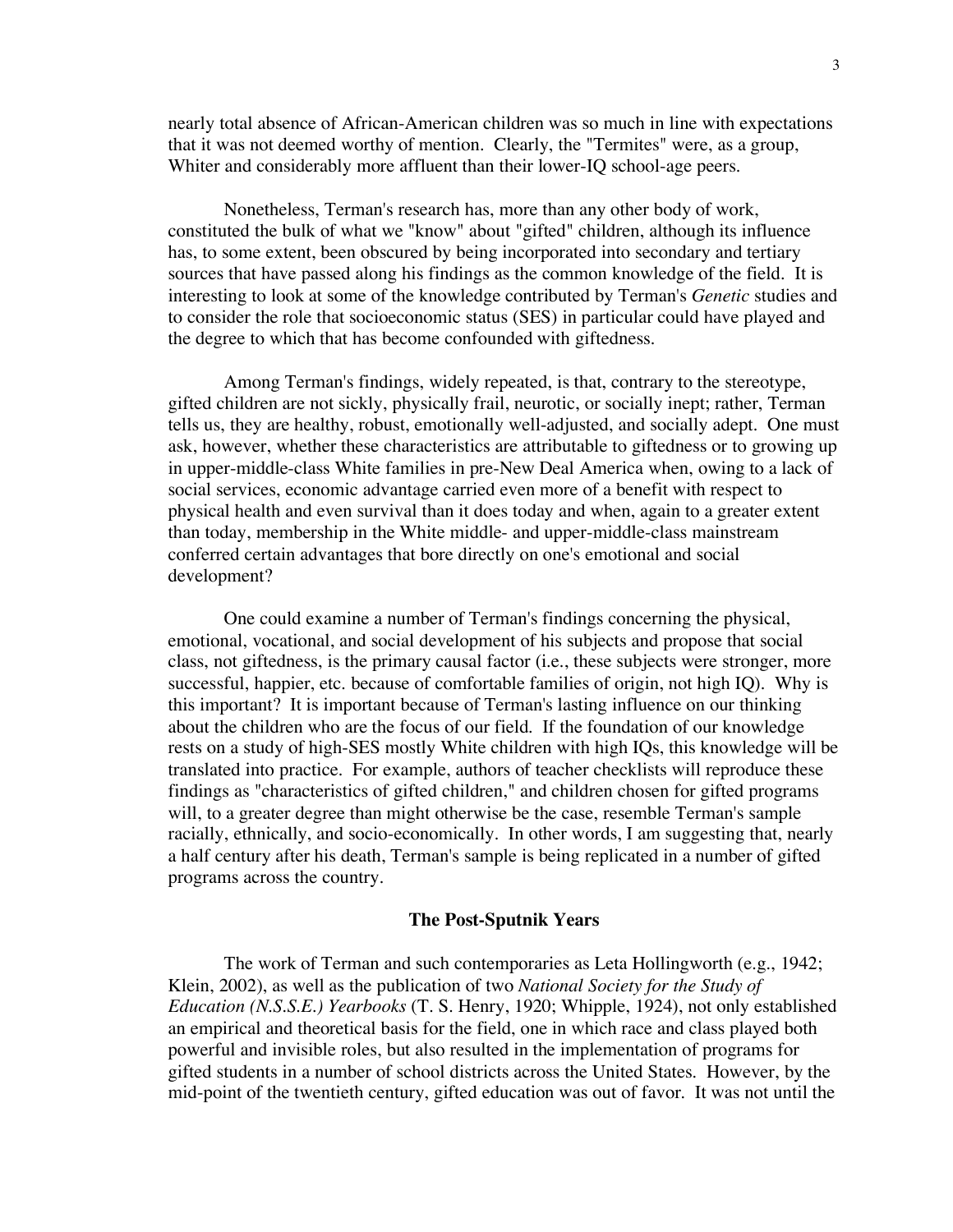nearly total absence of African-American children was so much in line with expectations that it was not deemed worthy of mention. Clearly, the "Termites" were, as a group, Whiter and considerably more affluent than their lower-IQ school-age peers.

Nonetheless, Terman's research has, more than any other body of work, constituted the bulk of what we "know" about "gifted" children, although its influence has, to some extent, been obscured by being incorporated into secondary and tertiary sources that have passed along his findings as the common knowledge of the field. It is interesting to look at some of the knowledge contributed by Terman's *Genetic* studies and to consider the role that socioeconomic status (SES) in particular could have played and the degree to which that has become confounded with giftedness.

Among Terman's findings, widely repeated, is that, contrary to the stereotype, gifted children are not sickly, physically frail, neurotic, or socially inept; rather, Terman tells us, they are healthy, robust, emotionally well-adjusted, and socially adept. One must ask, however, whether these characteristics are attributable to giftedness or to growing up in upper-middle-class White families in pre-New Deal America when, owing to a lack of social services, economic advantage carried even more of a benefit with respect to physical health and even survival than it does today and when, again to a greater extent than today, membership in the White middle- and upper-middle-class mainstream conferred certain advantages that bore directly on one's emotional and social development?

One could examine a number of Terman's findings concerning the physical, emotional, vocational, and social development of his subjects and propose that social class, not giftedness, is the primary causal factor (i.e., these subjects were stronger, more successful, happier, etc. because of comfortable families of origin, not high IQ). Why is this important? It is important because of Terman's lasting influence on our thinking about the children who are the focus of our field. If the foundation of our knowledge rests on a study of high-SES mostly White children with high IQs, this knowledge will be translated into practice. For example, authors of teacher checklists will reproduce these findings as "characteristics of gifted children," and children chosen for gifted programs will, to a greater degree than might otherwise be the case, resemble Terman's sample racially, ethnically, and socio-economically. In other words, I am suggesting that, nearly a half century after his death, Terman's sample is being replicated in a number of gifted programs across the country.

### The Post-Sputnik Years

The work of Terman and such contemporaries as Leta Hollingworth (e.g., 1942; Klein, 2002), as well as the publication of two *National Society for the Study of Education (N.S.S.E.) Yearbooks* (T. S. Henry, 1920; Whipple, 1924), not only established an empirical and theoretical basis for the field, one in which race and class played both powerful and invisible roles, but also resulted in the implementation of programs for gifted students in a number of school districts across the United States. However, by the mid-point of the twentieth century, gifted education was out of favor. It was not until the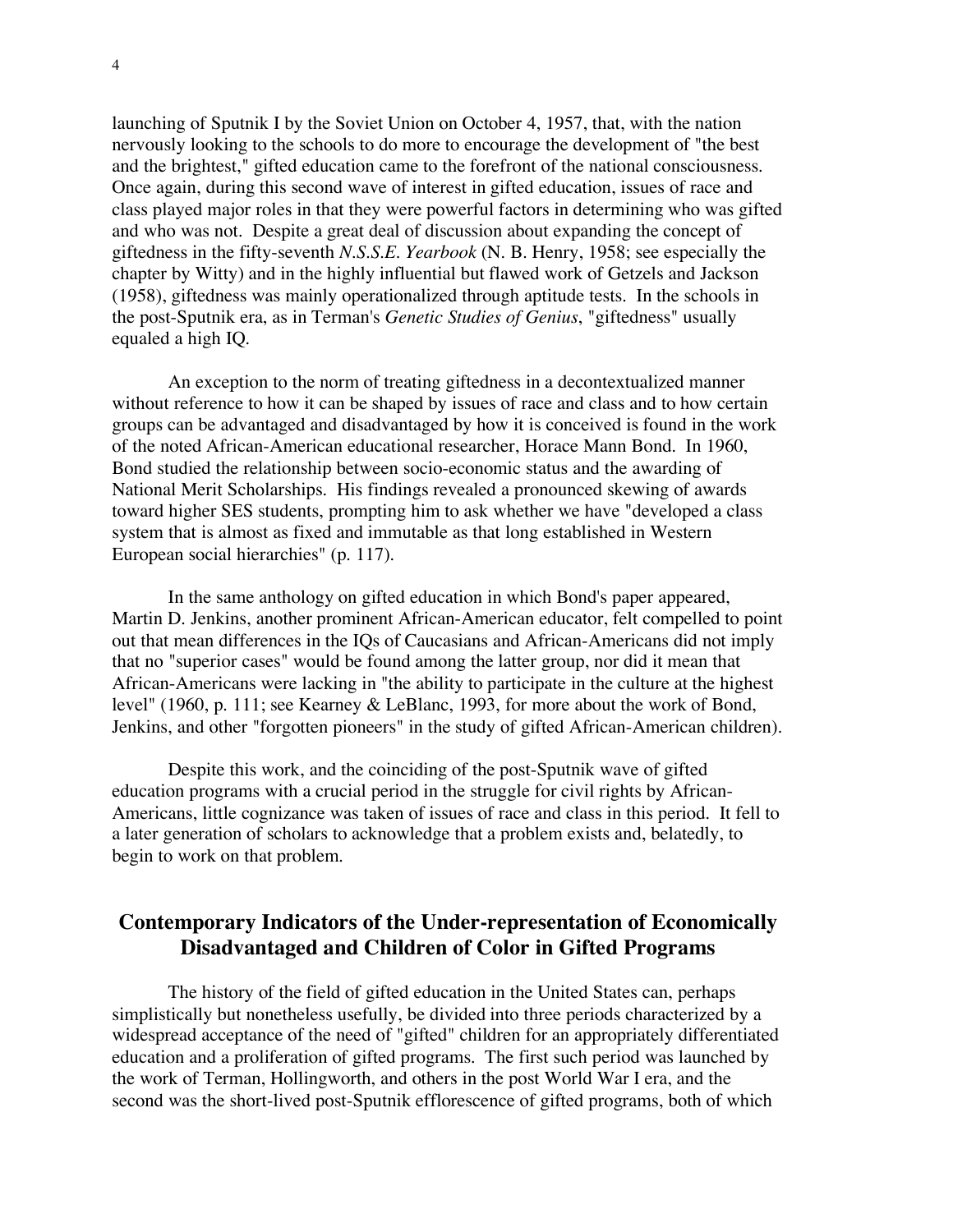launching of Sputnik I by the Soviet Union on October 4, 1957, that, with the nation nervously looking to the schools to do more to encourage the development of "the best and the brightest," gifted education came to the forefront of the national consciousness. Once again, during this second wave of interest in gifted education, issues of race and class played major roles in that they were powerful factors in determining who was gifted and who was not. Despite a great deal of discussion about expanding the concept of giftedness in the fifty-seventh *N.S.S.E. Yearbook* (N. B. Henry, 1958; see especially the chapter by Witty) and in the highly influential but flawed work of Getzels and Jackson (1958), giftedness was mainly operationalized through aptitude tests. In the schools in the post-Sputnik era, as in Terman's *Genetic Studies of Genius*, "giftedness" usually equaled a high IQ.

An exception to the norm of treating giftedness in a decontextualized manner without reference to how it can be shaped by issues of race and class and to how certain groups can be advantaged and disadvantaged by how it is conceived is found in the work of the noted African-American educational researcher, Horace Mann Bond. In 1960, Bond studied the relationship between socio-economic status and the awarding of National Merit Scholarships. His findings revealed a pronounced skewing of awards toward higher SES students, prompting him to ask whether we have "developed a class system that is almost as fixed and immutable as that long established in Western European social hierarchies" (p. 117).

In the same anthology on gifted education in which Bond's paper appeared, Martin D. Jenkins, another prominent African-American educator, felt compelled to point out that mean differences in the IQs of Caucasians and African-Americans did not imply that no "superior cases" would be found among the latter group, nor did it mean that African-Americans were lacking in "the ability to participate in the culture at the highest level" (1960, p. 111; see Kearney & LeBlanc, 1993, for more about the work of Bond, Jenkins, and other "forgotten pioneers" in the study of gifted African-American children).

Despite this work, and the coinciding of the post-Sputnik wave of gifted education programs with a crucial period in the struggle for civil rights by African-Americans, little cognizance was taken of issues of race and class in this period. It fell to a later generation of scholars to acknowledge that a problem exists and, belatedly, to begin to work on that problem.

## Contemporary Indicators of the Under-representation of Economically Disadvantaged and Children of Color in Gifted Programs

The history of the field of gifted education in the United States can, perhaps simplistically but nonetheless usefully, be divided into three periods characterized by a widespread acceptance of the need of "gifted" children for an appropriately differentiated education and a proliferation of gifted programs. The first such period was launched by the work of Terman, Hollingworth, and others in the post World War I era, and the second was the short-lived post-Sputnik efflorescence of gifted programs, both of which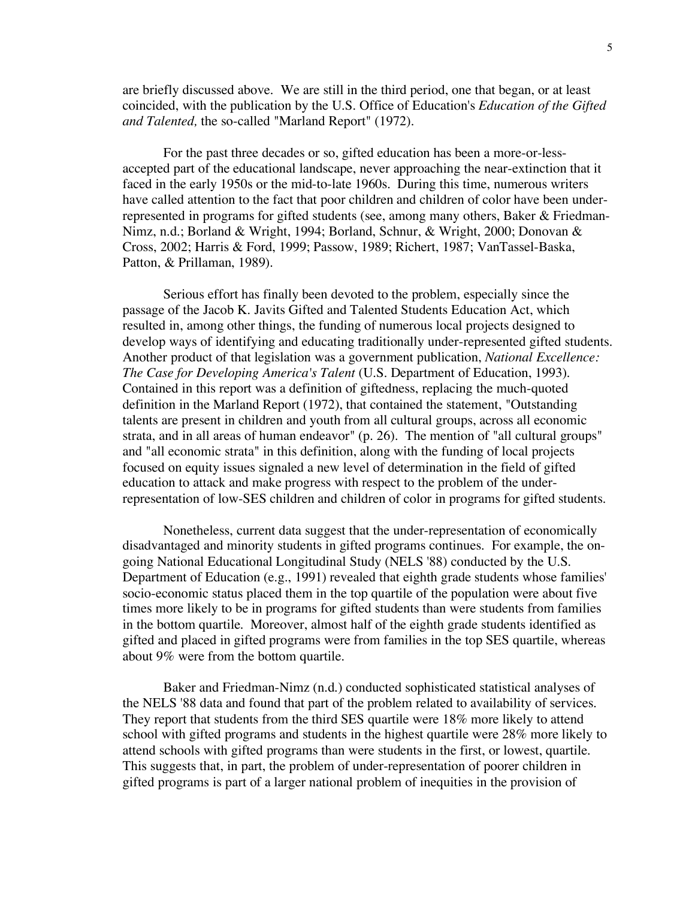are briefly discussed above. We are still in the third period, one that began, or at least coincided, with the publication by the U.S. Office of Education's *Education of the Gifted and Talented,* the so-called "Marland Report" (1972).

For the past three decades or so, gifted education has been a more-or-less-accepted part of the educational landscape, never approaching the near-extinction that it faced in the early 1950s or the mid-to-late 1960s. During this time, numerous writers have called attention to the fact that poor children and children of color have been under-represented in programs for gifted students (see, among many others, Baker & Friedman-Nimz, n.d.; Borland & Wright, 1994; Borland, Schnur, & Wright, 2000; Donovan & Cross, 2002; Harris & Ford, 1999; Passow, 1989; Richert, 1987; VanTassel-Baska, Patton, & Prillaman, 1989).

Serious effort has finally been devoted to the problem, especially since the passage of the Jacob K. Javits Gifted and Talented Students Education Act, which resulted in, among other things, the funding of numerous local projects designed to develop ways of identifying and educating traditionally under-represented gifted students. Another product of that legislation was a government publication, *National Excellence: The Case for Developing America's Talent* (U.S. Department of Education, 1993). Contained in this report was a definition of giftedness, replacing the much-quoted definition in the Marland Report (1972), that contained the statement, "Outstanding talents are present in children and youth from all cultural groups, across all economic strata, and in all areas of human endeavor" (p. 26). The mention of "all cultural groups" and "all economic strata" in this definition, along with the funding of local projects focused on equity issues signaled a new level of determination in the field of gifted education to attack and make progress with respect to the problem of the under-representation of low-SES children and children of color in programs for gifted students.

Nonetheless, current data suggest that the under-representation of economically disadvantaged and minority students in gifted programs continues. For example, the on-going National Educational Longitudinal Study (NELS '88) conducted by the U.S. Department of Education (e.g., 1991) revealed that eighth grade students whose families' socio-economic status placed them in the top quartile of the population were about five times more likely to be in programs for gifted students than were students from families in the bottom quartile. Moreover, almost half of the eighth grade students identified as gifted and placed in gifted programs were from families in the top SES quartile, whereas about 9% were from the bottom quartile.

Baker and Friedman-Nimz (n.d.) conducted sophisticated statistical analyses of the NELS '88 data and found that part of the problem related to availability of services. They report that students from the third SES quartile were 18% more likely to attend school with gifted programs and students in the highest quartile were 28% more likely to attend schools with gifted programs than were students in the first, or lowest, quartile. This suggests that, in part, the problem of under-representation of poorer children in gifted programs is part of a larger national problem of inequities in the provision of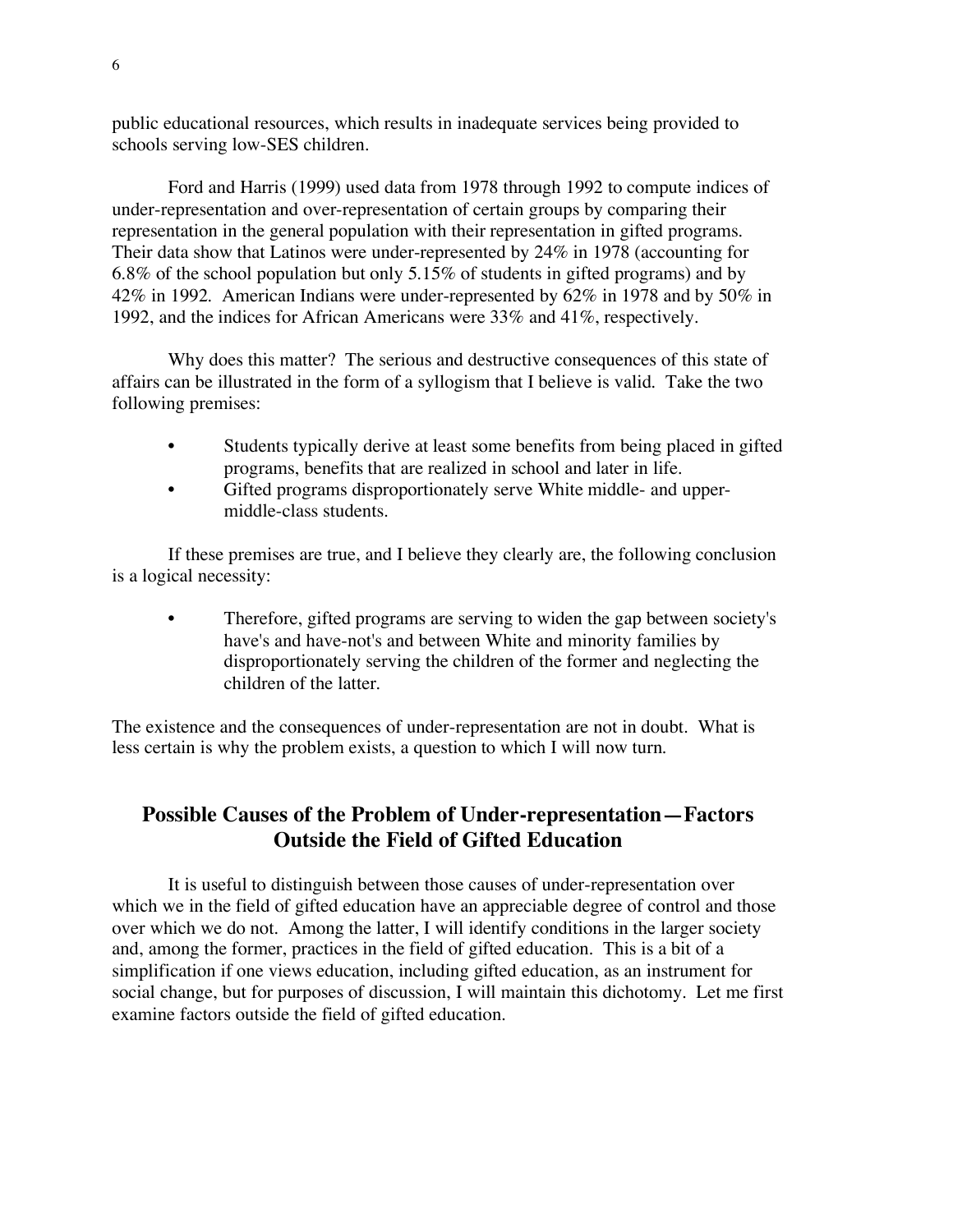public educational resources, which results in inadequate services being provided to schools serving low-SES children.

Ford and Harris (1999) used data from 1978 through 1992 to compute indices of under-representation and over-representation of certain groups by comparing their representation in the general population with their representation in gifted programs. Their data show that Latinos were under-represented by 24% in 1978 (accounting for 6.8% of the school population but only 5.15% of students in gifted programs) and by 42% in 1992. American Indians were under-represented by 62% in 1978 and by 50% in 1992, and the indices for African Americans were 33% and 41%, respectively.

Why does this matter? The serious and destructive consequences of this state of affairs can be illustrated in the form of a syllogism that I believe is valid. Take the two following premises:

- Students typically derive at least some benefits from being placed in gifted programs, benefits that are realized in school and later in life.
- Gifted programs disproportionately serve White middle- and upper-middle-class students.

If these premises are true, and I believe they clearly are, the following conclusion is a logical necessity:

- Therefore, gifted programs are serving to widen the gap between society's have's and have-not's and between White and minority families by disproportionately serving the children of the former and neglecting the children of the latter.

The existence and the consequences of under-representation are not in doubt. What is less certain is why the problem exists, a question to which I will now turn.

## Possible Causes of the Problem of Under-representation—Factors Outside the Field of Gifted Education

It is useful to distinguish between those causes of under-representation over which we in the field of gifted education have an appreciable degree of control and those over which we do not. Among the latter, I will identify conditions in the larger society and, among the former, practices in the field of gifted education. This is a bit of a simplification if one views education, including gifted education, as an instrument for social change, but for purposes of discussion, I will maintain this dichotomy. Let me first examine factors outside the field of gifted education.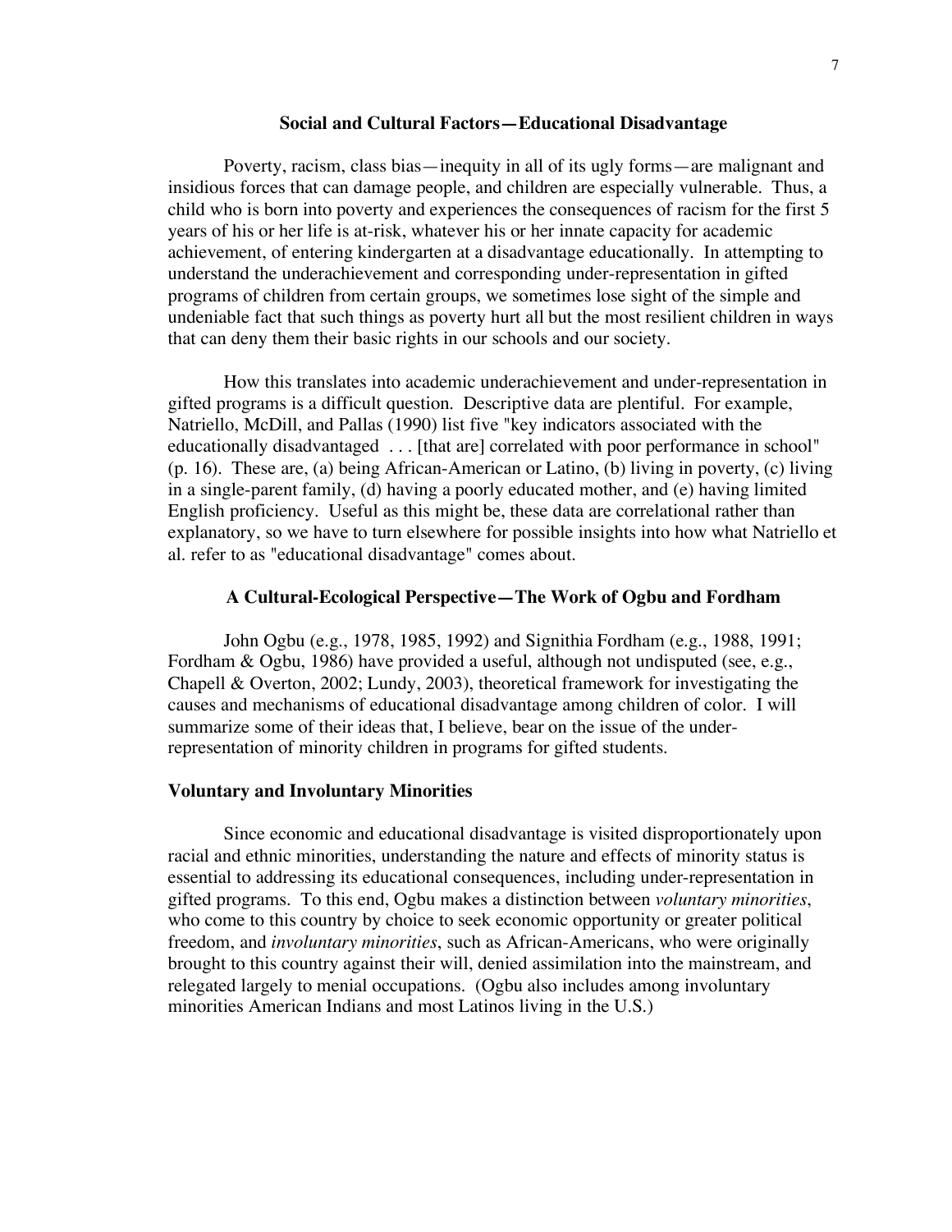## Social and Cultural Factors—Educational Disadvantage

Poverty, racism, class bias—inequity in all of its ugly forms—are malignant and insidious forces that can damage people, and children are especially vulnerable. Thus, a child who is born into poverty and experiences the consequences of racism for the first 5 years of his or her life is at-risk, whatever his or her innate capacity for academic achievement, of entering kindergarten at a disadvantage educationally. In attempting to understand the underachievement and corresponding under-representation in gifted programs of children from certain groups, we sometimes lose sight of the simple and undeniable fact that such things as poverty hurt all but the most resilient children in ways that can deny them their basic rights in our schools and our society.

How this translates into academic underachievement and under-representation in gifted programs is a difficult question. Descriptive data are plentiful. For example, Natriello, McDill, and Pallas (1990) list five "key indicators associated with the educationally disadvantaged . . . [that are] correlated with poor performance in school" (p. 16). These are, (a) being African-American or Latino, (b) living in poverty, (c) living in a single-parent family, (d) having a poorly educated mother, and (e) having limited English proficiency. Useful as this might be, these data are correlational rather than explanatory, so we have to turn elsewhere for possible insights into how what Natriello et al. refer to as "educational disadvantage" comes about.

## A Cultural-Ecological Perspective—The Work of Ogbu and Fordham

John Ogbu (e.g., 1978, 1985, 1992) and Signithia Fordham (e.g., 1988, 1991; Fordham & Ogbu, 1986) have provided a useful, although not undisputed (see, e.g., Chapell & Overton, 2002; Lundy, 2003), theoretical framework for investigating the causes and mechanisms of educational disadvantage among children of color. I will summarize some of their ideas that, I believe, bear on the issue of the under-representation of minority children in programs for gifted students.

### Voluntary and Involuntary Minorities

Since economic and educational disadvantage is visited disproportionately upon racial and ethnic minorities, understanding the nature and effects of minority status is essential to addressing its educational consequences, including under-representation in gifted programs. To this end, Ogbu makes a distinction between *voluntary minorities*, who come to this country by choice to seek economic opportunity or greater political freedom, and *involuntary minorities*, such as African-Americans, who were originally brought to this country against their will, denied assimilation into the mainstream, and relegated largely to menial occupations. (Ogbu also includes among involuntary minorities American Indians and most Latinos living in the U.S.)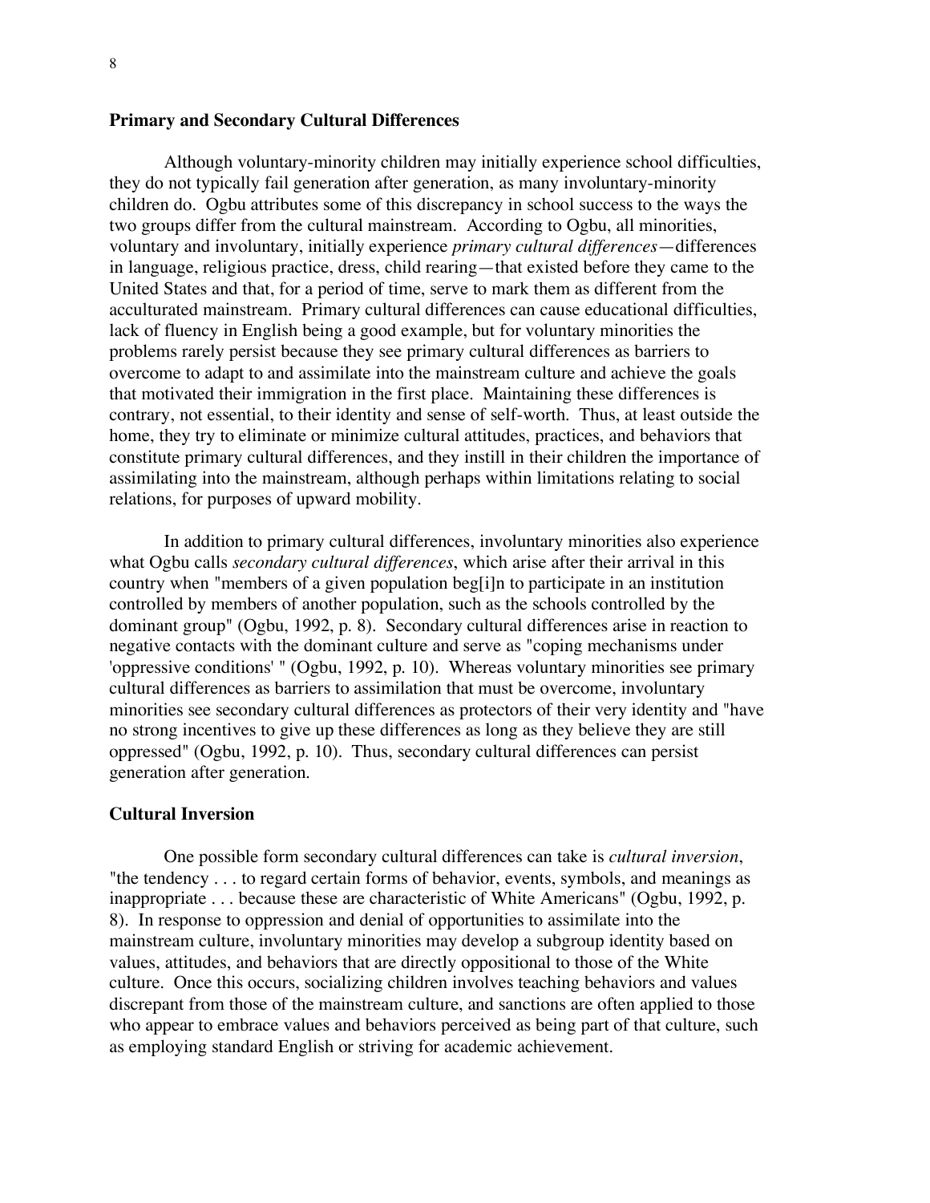### Primary and Secondary Cultural Differences

Although voluntary-minority children may initially experience school difficulties, they do not typically fail generation after generation, as many involuntary-minority children do. Ogbu attributes some of this discrepancy in school success to the ways the two groups differ from the cultural mainstream. According to Ogbu, all minorities, voluntary and involuntary, initially experience *primary cultural differences*—differences in language, religious practice, dress, child rearing—that existed before they came to the United States and that, for a period of time, serve to mark them as different from the acculturated mainstream. Primary cultural differences can cause educational difficulties, lack of fluency in English being a good example, but for voluntary minorities the problems rarely persist because they see primary cultural differences as barriers to overcome to adapt to and assimilate into the mainstream culture and achieve the goals that motivated their immigration in the first place. Maintaining these differences is contrary, not essential, to their identity and sense of self-worth. Thus, at least outside the home, they try to eliminate or minimize cultural attitudes, practices, and behaviors that constitute primary cultural differences, and they instill in their children the importance of assimilating into the mainstream, although perhaps within limitations relating to social relations, for purposes of upward mobility.

In addition to primary cultural differences, involuntary minorities also experience what Ogbu calls *secondary cultural differences*, which arise after their arrival in this country when "members of a given population beg[i]n to participate in an institution controlled by members of another population, such as the schools controlled by the dominant group" (Ogbu, 1992, p. 8). Secondary cultural differences arise in reaction to negative contacts with the dominant culture and serve as "coping mechanisms under 'oppressive conditions' " (Ogbu, 1992, p. 10). Whereas voluntary minorities see primary cultural differences as barriers to assimilation that must be overcome, involuntary minorities see secondary cultural differences as protectors of their very identity and "have no strong incentives to give up these differences as long as they believe they are still oppressed" (Ogbu, 1992, p. 10). Thus, secondary cultural differences can persist generation after generation.

### Cultural Inversion

One possible form secondary cultural differences can take is *cultural inversion*, "the tendency . . . to regard certain forms of behavior, events, symbols, and meanings as inappropriate . . . because these are characteristic of White Americans" (Ogbu, 1992, p. 8). In response to oppression and denial of opportunities to assimilate into the mainstream culture, involuntary minorities may develop a subgroup identity based on values, attitudes, and behaviors that are directly oppositional to those of the White culture. Once this occurs, socializing children involves teaching behaviors and values discrepant from those of the mainstream culture, and sanctions are often applied to those who appear to embrace values and behaviors perceived as being part of that culture, such as employing standard English or striving for academic achievement.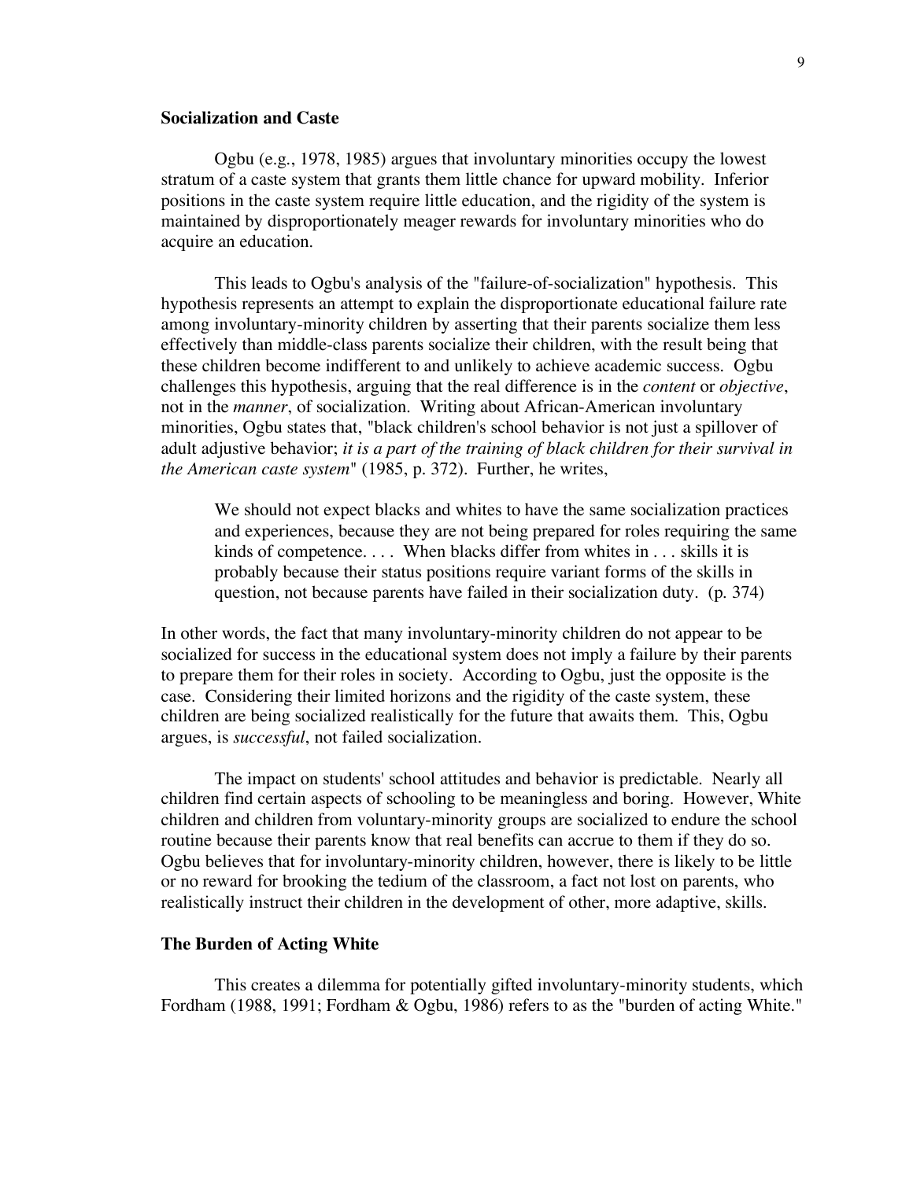**Socialization and Caste**

Ogbu (e.g., 1978, 1985) argues that involuntary minorities occupy the lowest stratum of a caste system that grants them little chance for upward mobility. Inferior positions in the caste system require little education, and the rigidity of the system is maintained by disproportionately meager rewards for involuntary minorities who do acquire an education.

This leads to Ogbu's analysis of the "failure-of-socialization" hypothesis. This hypothesis represents an attempt to explain the disproportionate educational failure rate among involuntary-minority children by asserting that their parents socialize them less effectively than middle-class parents socialize their children, with the result being that these children become indifferent to and unlikely to achieve academic success. Ogbu challenges this hypothesis, arguing that the real difference is in the *content* or *objective*, not in the *manner*, of socialization. Writing about African-American involuntary minorities, Ogbu states that, "black children's school behavior is not just a spillover of adult adjustive behavior; *it is a part of the training of black children for their survival in the American caste system*" (1985, p. 372). Further, he writes,

> We should not expect blacks and whites to have the same socialization practices and experiences, because they are not being prepared for roles requiring the same kinds of competence. . . . When blacks differ from whites in . . . skills it is probably because their status positions require variant forms of the skills in question, not because parents have failed in their socialization duty. (p. 374)

In other words, the fact that many involuntary-minority children do not appear to be socialized for success in the educational system does not imply a failure by their parents to prepare them for their roles in society. According to Ogbu, just the opposite is the case. Considering their limited horizons and the rigidity of the caste system, these children are being socialized realistically for the future that awaits them. This, Ogbu argues, is *successful*, not failed socialization.

The impact on students' school attitudes and behavior is predictable. Nearly all children find certain aspects of schooling to be meaningless and boring. However, White children and children from voluntary-minority groups are socialized to endure the school routine because their parents know that real benefits can accrue to them if they do so. Ogbu believes that for involuntary-minority children, however, there is likely to be little or no reward for brooking the tedium of the classroom, a fact not lost on parents, who realistically instruct their children in the development of other, more adaptive, skills.

**The Burden of Acting White**

This creates a dilemma for potentially gifted involuntary-minority students, which Fordham (1988, 1991; Fordham & Ogbu, 1986) refers to as the "burden of acting White."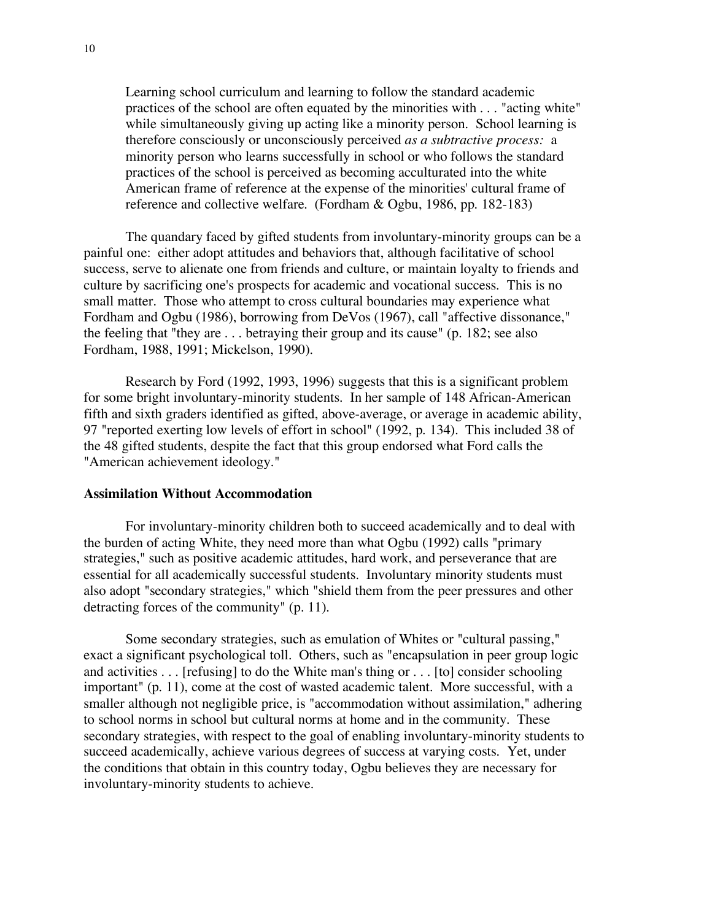> Learning school curriculum and learning to follow the standard academic practices of the school are often equated by the minorities with . . . "acting white" while simultaneously giving up acting like a minority person. School learning is therefore consciously or unconsciously perceived *as a subtractive process:* a minority person who learns successfully in school or who follows the standard practices of the school is perceived as becoming acculturated into the white American frame of reference at the expense of the minorities' cultural frame of reference and collective welfare. (Fordham & Ogbu, 1986, pp. 182-183)

The quandary faced by gifted students from involuntary-minority groups can be a painful one: either adopt attitudes and behaviors that, although facilitative of school success, serve to alienate one from friends and culture, or maintain loyalty to friends and culture by sacrificing one's prospects for academic and vocational success. This is no small matter. Those who attempt to cross cultural boundaries may experience what Fordham and Ogbu (1986), borrowing from DeVos (1967), call "affective dissonance," the feeling that "they are . . . betraying their group and its cause" (p. 182; see also Fordham, 1988, 1991; Mickelson, 1990).

Research by Ford (1992, 1993, 1996) suggests that this is a significant problem for some bright involuntary-minority students. In her sample of 148 African-American fifth and sixth graders identified as gifted, above-average, or average in academic ability, 97 "reported exerting low levels of effort in school" (1992, p. 134). This included 38 of the 48 gifted students, despite the fact that this group endorsed what Ford calls the "American achievement ideology."

### Assimilation Without Accommodation

For involuntary-minority children both to succeed academically and to deal with the burden of acting White, they need more than what Ogbu (1992) calls "primary strategies," such as positive academic attitudes, hard work, and perseverance that are essential for all academically successful students. Involuntary minority students must also adopt "secondary strategies," which "shield them from the peer pressures and other detracting forces of the community" (p. 11).

Some secondary strategies, such as emulation of Whites or "cultural passing," exact a significant psychological toll. Others, such as "encapsulation in peer group logic and activities . . . [refusing] to do the White man's thing or . . . [to] consider schooling important" (p. 11), come at the cost of wasted academic talent. More successful, with a smaller although not negligible price, is "accommodation without assimilation," adhering to school norms in school but cultural norms at home and in the community. These secondary strategies, with respect to the goal of enabling involuntary-minority students to succeed academically, achieve various degrees of success at varying costs. Yet, under the conditions that obtain in this country today, Ogbu believes they are necessary for involuntary-minority students to achieve.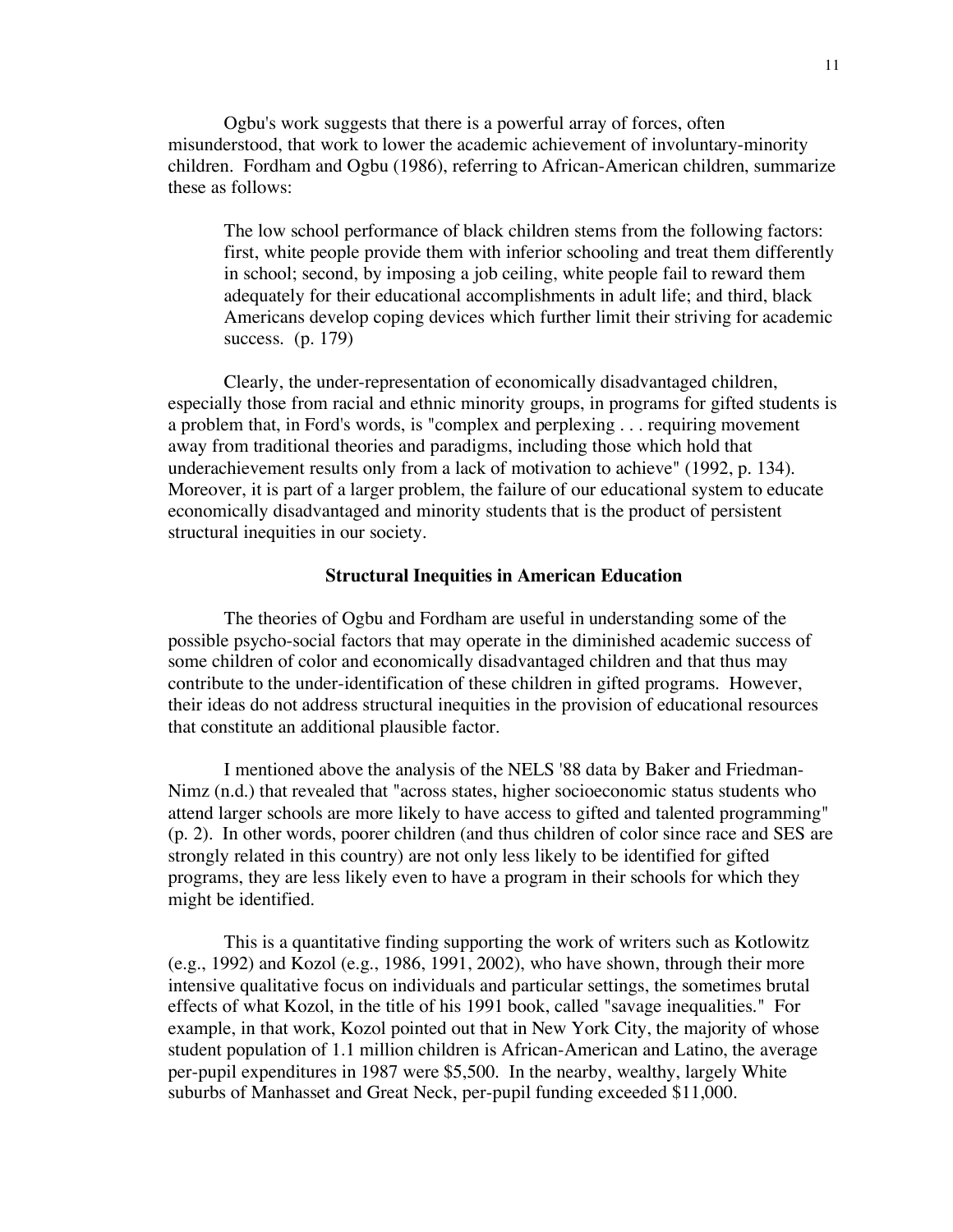Ogbu's work suggests that there is a powerful array of forces, often misunderstood, that work to lower the academic achievement of involuntary-minority children. Fordham and Ogbu (1986), referring to African-American children, summarize these as follows:

> The low school performance of black children stems from the following factors: first, white people provide them with inferior schooling and treat them differently in school; second, by imposing a job ceiling, white people fail to reward them adequately for their educational accomplishments in adult life; and third, black Americans develop coping devices which further limit their striving for academic success. (p. 179)

Clearly, the under-representation of economically disadvantaged children, especially those from racial and ethnic minority groups, in programs for gifted students is a problem that, in Ford's words, is "complex and perplexing . . . requiring movement away from traditional theories and paradigms, including those which hold that underachievement results only from a lack of motivation to achieve" (1992, p. 134). Moreover, it is part of a larger problem, the failure of our educational system to educate economically disadvantaged and minority students that is the product of persistent structural inequities in our society.

## Structural Inequities in American Education

The theories of Ogbu and Fordham are useful in understanding some of the possible psycho-social factors that may operate in the diminished academic success of some children of color and economically disadvantaged children and that thus may contribute to the under-identification of these children in gifted programs. However, their ideas do not address structural inequities in the provision of educational resources that constitute an additional plausible factor.

I mentioned above the analysis of the NELS '88 data by Baker and Friedman-Nimz (n.d.) that revealed that "across states, higher socioeconomic status students who attend larger schools are more likely to have access to gifted and talented programming" (p. 2). In other words, poorer children (and thus children of color since race and SES are strongly related in this country) are not only less likely to be identified for gifted programs, they are less likely even to have a program in their schools for which they might be identified.

This is a quantitative finding supporting the work of writers such as Kotlowitz (e.g., 1992) and Kozol (e.g., 1986, 1991, 2002), who have shown, through their more intensive qualitative focus on individuals and particular settings, the sometimes brutal effects of what Kozol, in the title of his 1991 book, called "savage inequalities." For example, in that work, Kozol pointed out that in New York City, the majority of whose student population of 1.1 million children is African-American and Latino, the average per-pupil expenditures in 1987 were $5,500. In the nearby, wealthy, largely White suburbs of Manhasset and Great Neck, per-pupil funding exceeded $11,000.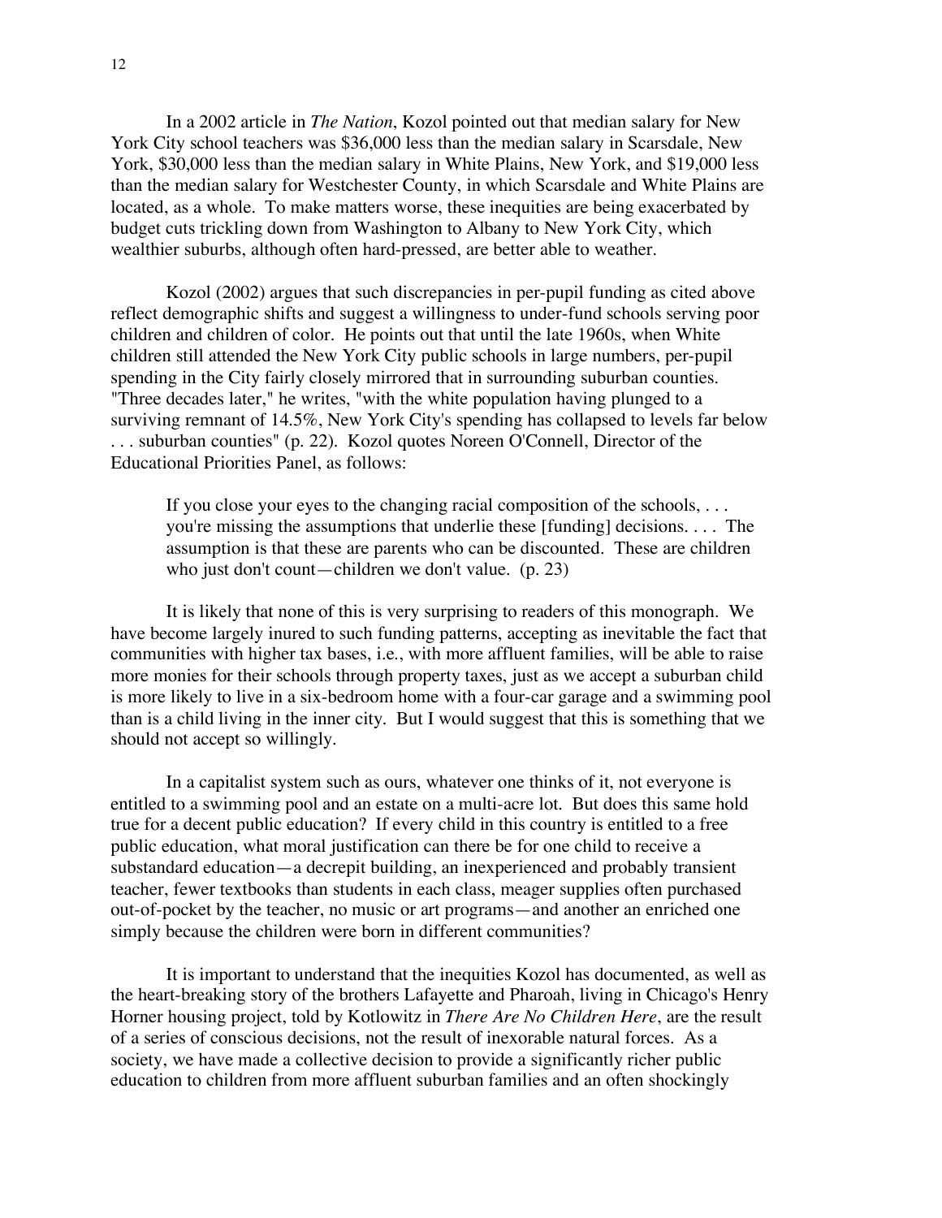In a 2002 article in *The Nation*, Kozol pointed out that median salary for New York City school teachers was $36,000 less than the median salary in Scarsdale, New York, $30,000 less than the median salary in White Plains, New York, and $19,000 less than the median salary for Westchester County, in which Scarsdale and White Plains are located, as a whole. To make matters worse, these inequities are being exacerbated by budget cuts trickling down from Washington to Albany to New York City, which wealthier suburbs, although often hard-pressed, are better able to weather.

Kozol (2002) argues that such discrepancies in per-pupil funding as cited above reflect demographic shifts and suggest a willingness to under-fund schools serving poor children and children of color. He points out that until the late 1960s, when White children still attended the New York City public schools in large numbers, per-pupil spending in the City fairly closely mirrored that in surrounding suburban counties. "Three decades later," he writes, "with the white population having plunged to a surviving remnant of 14.5%, New York City's spending has collapsed to levels far below . . . suburban counties" (p. 22). Kozol quotes Noreen O'Connell, Director of the Educational Priorities Panel, as follows:

> If you close your eyes to the changing racial composition of the schools, . . . you're missing the assumptions that underlie these [funding] decisions. . . . The assumption is that these are parents who can be discounted. These are children who just don't count—children we don't value. (p. 23)

It is likely that none of this is very surprising to readers of this monograph. We have become largely inured to such funding patterns, accepting as inevitable the fact that communities with higher tax bases, i.e., with more affluent families, will be able to raise more monies for their schools through property taxes, just as we accept a suburban child is more likely to live in a six-bedroom home with a four-car garage and a swimming pool than is a child living in the inner city. But I would suggest that this is something that we should not accept so willingly.

In a capitalist system such as ours, whatever one thinks of it, not everyone is entitled to a swimming pool and an estate on a multi-acre lot. But does this same hold true for a decent public education? If every child in this country is entitled to a free public education, what moral justification can there be for one child to receive a substandard education—a decrepit building, an inexperienced and probably transient teacher, fewer textbooks than students in each class, meager supplies often purchased out-of-pocket by the teacher, no music or art programs—and another an enriched one simply because the children were born in different communities?

It is important to understand that the inequities Kozol has documented, as well as the heart-breaking story of the brothers Lafayette and Pharoah, living in Chicago's Henry Horner housing project, told by Kotlowitz in *There Are No Children Here*, are the result of a series of conscious decisions, not the result of inexorable natural forces. As a society, we have made a collective decision to provide a significantly richer public education to children from more affluent suburban families and an often shockingly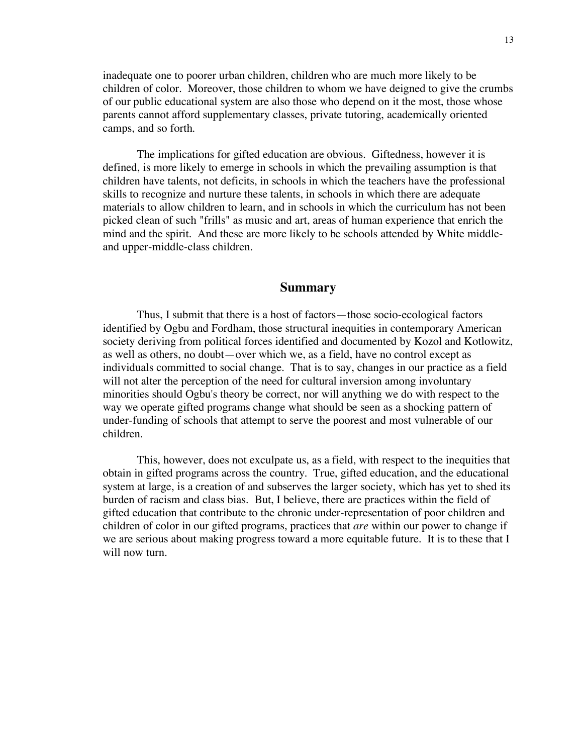inadequate one to poorer urban children, children who are much more likely to be children of color. Moreover, those children to whom we have deigned to give the crumbs of our public educational system are also those who depend on it the most, those whose parents cannot afford supplementary classes, private tutoring, academically oriented camps, and so forth.

The implications for gifted education are obvious. Giftedness, however it is defined, is more likely to emerge in schools in which the prevailing assumption is that children have talents, not deficits, in schools in which the teachers have the professional skills to recognize and nurture these talents, in schools in which there are adequate materials to allow children to learn, and in schools in which the curriculum has not been picked clean of such "frills" as music and art, areas of human experience that enrich the mind and the spirit. And these are more likely to be schools attended by White middle- and upper-middle-class children.

## Summary

Thus, I submit that there is a host of factors—those socio-ecological factors identified by Ogbu and Fordham, those structural inequities in contemporary American society deriving from political forces identified and documented by Kozol and Kotlowitz, as well as others, no doubt—over which we, as a field, have no control except as individuals committed to social change. That is to say, changes in our practice as a field will not alter the perception of the need for cultural inversion among involuntary minorities should Ogbu's theory be correct, nor will anything we do with respect to the way we operate gifted programs change what should be seen as a shocking pattern of under-funding of schools that attempt to serve the poorest and most vulnerable of our children.

This, however, does not exculpate us, as a field, with respect to the inequities that obtain in gifted programs across the country. True, gifted education, and the educational system at large, is a creation of and subserves the larger society, which has yet to shed its burden of racism and class bias. But, I believe, there are practices within the field of gifted education that contribute to the chronic under-representation of poor children and children of color in our gifted programs, practices that *are* within our power to change if we are serious about making progress toward a more equitable future. It is to these that I will now turn.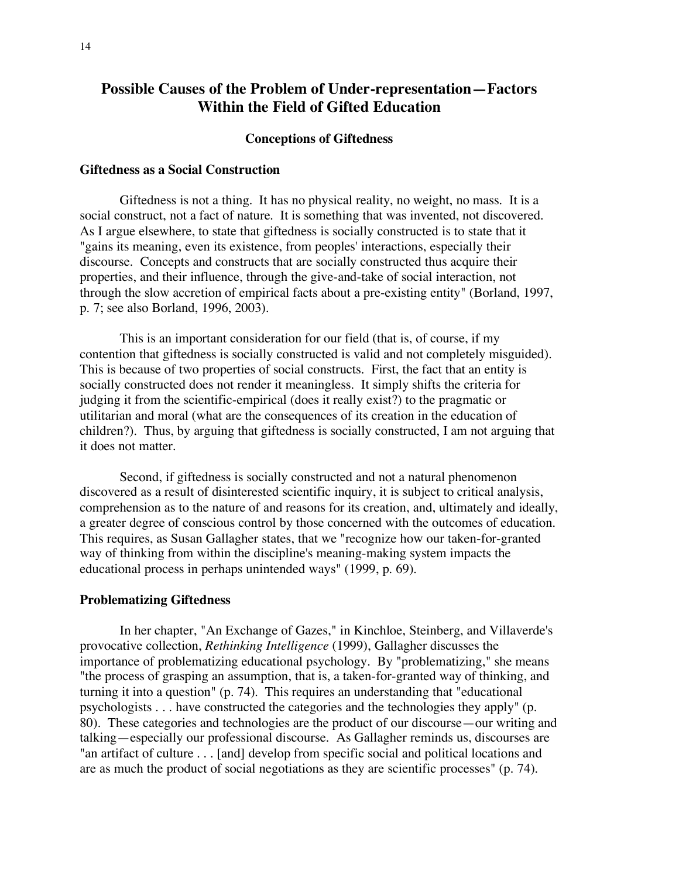## Possible Causes of the Problem of Under-representation—Factors Within the Field of Gifted Education

### Conceptions of Giftedness

#### Giftedness as a Social Construction

Giftedness is not a thing. It has no physical reality, no weight, no mass. It is a social construct, not a fact of nature. It is something that was invented, not discovered. As I argue elsewhere, to state that giftedness is socially constructed is to state that it "gains its meaning, even its existence, from peoples' interactions, especially their discourse. Concepts and constructs that are socially constructed thus acquire their properties, and their influence, through the give-and-take of social interaction, not through the slow accretion of empirical facts about a pre-existing entity" (Borland, 1997, p. 7; see also Borland, 1996, 2003).

This is an important consideration for our field (that is, of course, if my contention that giftedness is socially constructed is valid and not completely misguided). This is because of two properties of social constructs. First, the fact that an entity is socially constructed does not render it meaningless. It simply shifts the criteria for judging it from the scientific-empirical (does it really exist?) to the pragmatic or utilitarian and moral (what are the consequences of its creation in the education of children?). Thus, by arguing that giftedness is socially constructed, I am not arguing that it does not matter.

Second, if giftedness is socially constructed and not a natural phenomenon discovered as a result of disinterested scientific inquiry, it is subject to critical analysis, comprehension as to the nature of and reasons for its creation, and, ultimately and ideally, a greater degree of conscious control by those concerned with the outcomes of education. This requires, as Susan Gallagher states, that we "recognize how our taken-for-granted way of thinking from within the discipline's meaning-making system impacts the educational process in perhaps unintended ways" (1999, p. 69).

#### Problematizing Giftedness

In her chapter, "An Exchange of Gazes," in Kinchloe, Steinberg, and Villaverde's provocative collection, *Rethinking Intelligence* (1999), Gallagher discusses the importance of problematizing educational psychology. By "problematizing," she means "the process of grasping an assumption, that is, a taken-for-granted way of thinking, and turning it into a question" (p. 74). This requires an understanding that "educational psychologists . . . have constructed the categories and the technologies they apply" (p. 80). These categories and technologies are the product of our discourse—our writing and talking—especially our professional discourse. As Gallagher reminds us, discourses are "an artifact of culture . . . [and] develop from specific social and political locations and are as much the product of social negotiations as they are scientific processes" (p. 74).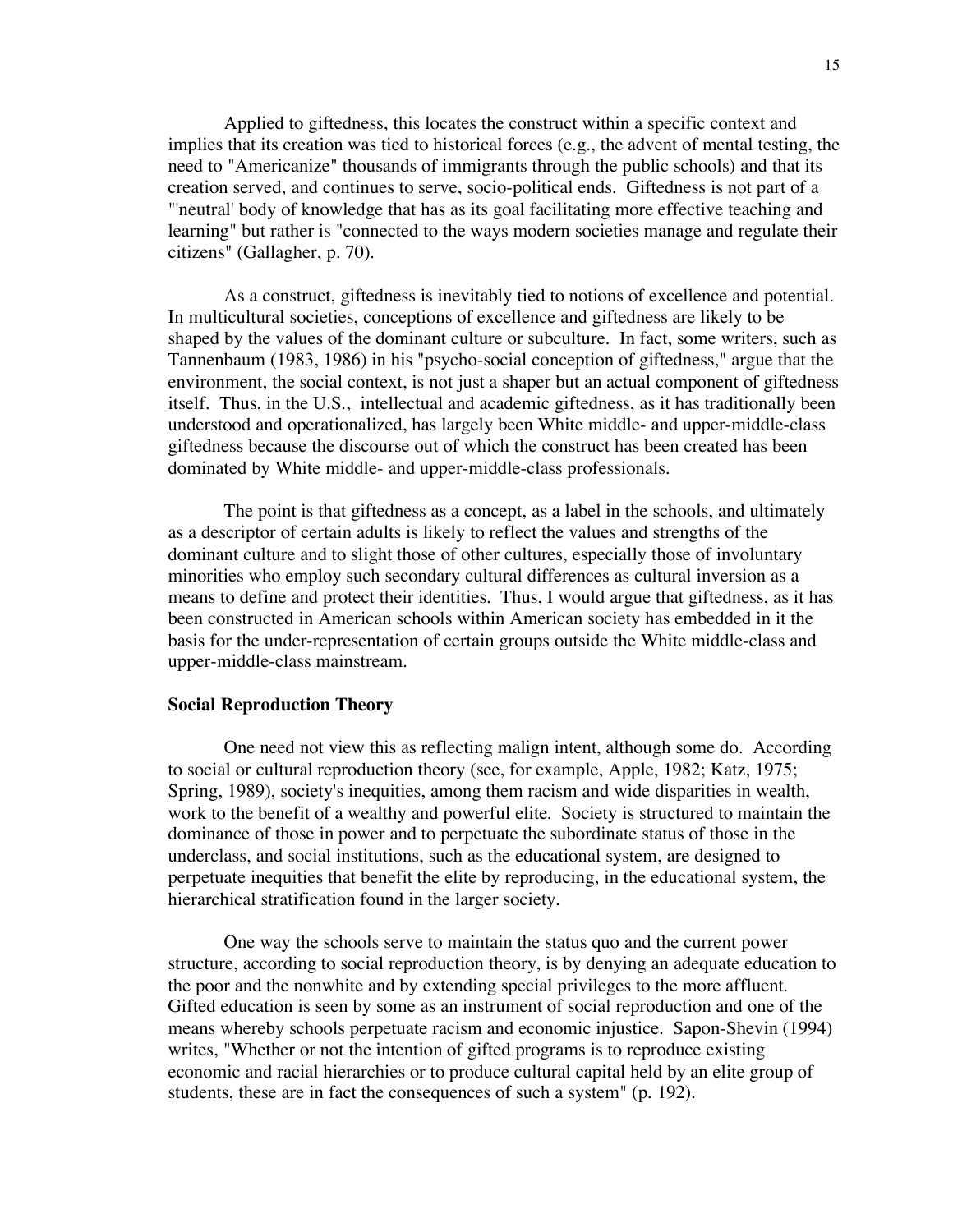Applied to giftedness, this locates the construct within a specific context and implies that its creation was tied to historical forces (e.g., the advent of mental testing, the need to "Americanize" thousands of immigrants through the public schools) and that its creation served, and continues to serve, socio-political ends. Giftedness is not part of a "'neutral' body of knowledge that has as its goal facilitating more effective teaching and learning" but rather is "connected to the ways modern societies manage and regulate their citizens" (Gallagher, p. 70).

As a construct, giftedness is inevitably tied to notions of excellence and potential. In multicultural societies, conceptions of excellence and giftedness are likely to be shaped by the values of the dominant culture or subculture. In fact, some writers, such as Tannenbaum (1983, 1986) in his "psycho-social conception of giftedness," argue that the environment, the social context, is not just a shaper but an actual component of giftedness itself. Thus, in the U.S., intellectual and academic giftedness, as it has traditionally been understood and operationalized, has largely been White middle- and upper-middle-class giftedness because the discourse out of which the construct has been created has been dominated by White middle- and upper-middle-class professionals.

The point is that giftedness as a concept, as a label in the schools, and ultimately as a descriptor of certain adults is likely to reflect the values and strengths of the dominant culture and to slight those of other cultures, especially those of involuntary minorities who employ such secondary cultural differences as cultural inversion as a means to define and protect their identities. Thus, I would argue that giftedness, as it has been constructed in American schools within American society has embedded in it the basis for the under-representation of certain groups outside the White middle-class and upper-middle-class mainstream.

**Social Reproduction Theory**

One need not view this as reflecting malign intent, although some do. According to social or cultural reproduction theory (see, for example, Apple, 1982; Katz, 1975; Spring, 1989), society's inequities, among them racism and wide disparities in wealth, work to the benefit of a wealthy and powerful elite. Society is structured to maintain the dominance of those in power and to perpetuate the subordinate status of those in the underclass, and social institutions, such as the educational system, are designed to perpetuate inequities that benefit the elite by reproducing, in the educational system, the hierarchical stratification found in the larger society.

One way the schools serve to maintain the status quo and the current power structure, according to social reproduction theory, is by denying an adequate education to the poor and the nonwhite and by extending special privileges to the more affluent. Gifted education is seen by some as an instrument of social reproduction and one of the means whereby schools perpetuate racism and economic injustice. Sapon-Shevin (1994) writes, "Whether or not the intention of gifted programs is to reproduce existing economic and racial hierarchies or to produce cultural capital held by an elite group of students, these are in fact the consequences of such a system" (p. 192).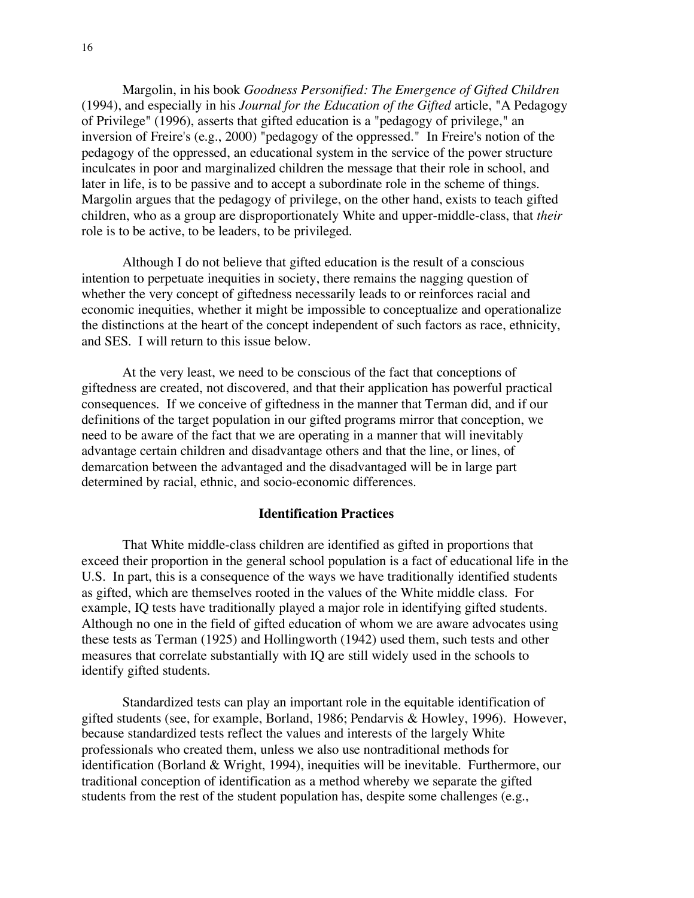Margolin, in his book *Goodness Personified: The Emergence of Gifted Children* (1994), and especially in his *Journal for the Education of the Gifted* article, "A Pedagogy of Privilege" (1996), asserts that gifted education is a "pedagogy of privilege," an inversion of Freire's (e.g., 2000) "pedagogy of the oppressed." In Freire's notion of the pedagogy of the oppressed, an educational system in the service of the power structure inculcates in poor and marginalized children the message that their role in school, and later in life, is to be passive and to accept a subordinate role in the scheme of things. Margolin argues that the pedagogy of privilege, on the other hand, exists to teach gifted children, who as a group are disproportionately White and upper-middle-class, that *their* role is to be active, to be leaders, to be privileged.

Although I do not believe that gifted education is the result of a conscious intention to perpetuate inequities in society, there remains the nagging question of whether the very concept of giftedness necessarily leads to or reinforces racial and economic inequities, whether it might be impossible to conceptualize and operationalize the distinctions at the heart of the concept independent of such factors as race, ethnicity, and SES. I will return to this issue below.

At the very least, we need to be conscious of the fact that conceptions of giftedness are created, not discovered, and that their application has powerful practical consequences. If we conceive of giftedness in the manner that Terman did, and if our definitions of the target population in our gifted programs mirror that conception, we need to be aware of the fact that we are operating in a manner that will inevitably advantage certain children and disadvantage others and that the line, or lines, of demarcation between the advantaged and the disadvantaged will be in large part determined by racial, ethnic, and socio-economic differences.

## Identification Practices

That White middle-class children are identified as gifted in proportions that exceed their proportion in the general school population is a fact of educational life in the U.S. In part, this is a consequence of the ways we have traditionally identified students as gifted, which are themselves rooted in the values of the White middle class. For example, IQ tests have traditionally played a major role in identifying gifted students. Although no one in the field of gifted education of whom we are aware advocates using these tests as Terman (1925) and Hollingworth (1942) used them, such tests and other measures that correlate substantially with IQ are still widely used in the schools to identify gifted students.

Standardized tests can play an important role in the equitable identification of gifted students (see, for example, Borland, 1986; Pendarvis & Howley, 1996). However, because standardized tests reflect the values and interests of the largely White professionals who created them, unless we also use nontraditional methods for identification (Borland & Wright, 1994), inequities will be inevitable. Furthermore, our traditional conception of identification as a method whereby we separate the gifted students from the rest of the student population has, despite some challenges (e.g.,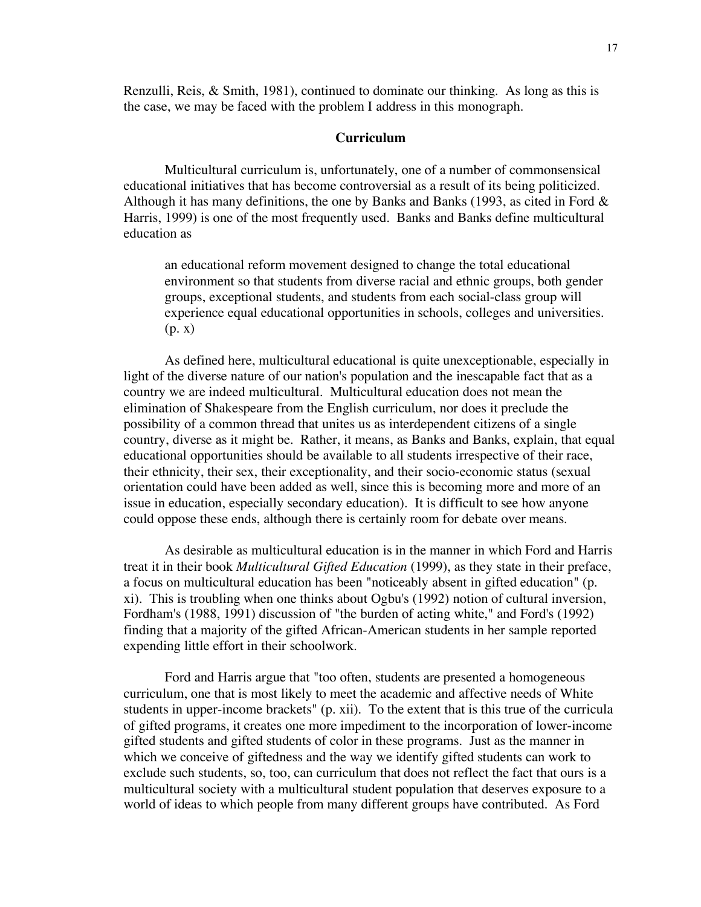Renzulli, Reis, & Smith, 1981), continued to dominate our thinking. As long as this is the case, we may be faced with the problem I address in this monograph.

## Curriculum

Multicultural curriculum is, unfortunately, one of a number of commonsensical educational initiatives that has become controversial as a result of its being politicized. Although it has many definitions, the one by Banks and Banks (1993, as cited in Ford & Harris, 1999) is one of the most frequently used. Banks and Banks define multicultural education as

> an educational reform movement designed to change the total educational environment so that students from diverse racial and ethnic groups, both gender groups, exceptional students, and students from each social-class group will experience equal educational opportunities in schools, colleges and universities. (p. x)

As defined here, multicultural educational is quite unexceptionable, especially in light of the diverse nature of our nation's population and the inescapable fact that as a country we are indeed multicultural. Multicultural education does not mean the elimination of Shakespeare from the English curriculum, nor does it preclude the possibility of a common thread that unites us as interdependent citizens of a single country, diverse as it might be. Rather, it means, as Banks and Banks, explain, that equal educational opportunities should be available to all students irrespective of their race, their ethnicity, their sex, their exceptionality, and their socio-economic status (sexual orientation could have been added as well, since this is becoming more and more of an issue in education, especially secondary education). It is difficult to see how anyone could oppose these ends, although there is certainly room for debate over means.

As desirable as multicultural education is in the manner in which Ford and Harris treat it in their book *Multicultural Gifted Education* (1999), as they state in their preface, a focus on multicultural education has been "noticeably absent in gifted education" (p. xi). This is troubling when one thinks about Ogbu's (1992) notion of cultural inversion, Fordham's (1988, 1991) discussion of "the burden of acting white," and Ford's (1992) finding that a majority of the gifted African-American students in her sample reported expending little effort in their schoolwork.

Ford and Harris argue that "too often, students are presented a homogeneous curriculum, one that is most likely to meet the academic and affective needs of White students in upper-income brackets" (p. xii). To the extent that is this true of the curricula of gifted programs, it creates one more impediment to the incorporation of lower-income gifted students and gifted students of color in these programs. Just as the manner in which we conceive of giftedness and the way we identify gifted students can work to exclude such students, so, too, can curriculum that does not reflect the fact that ours is a multicultural society with a multicultural student population that deserves exposure to a world of ideas to which people from many different groups have contributed. As Ford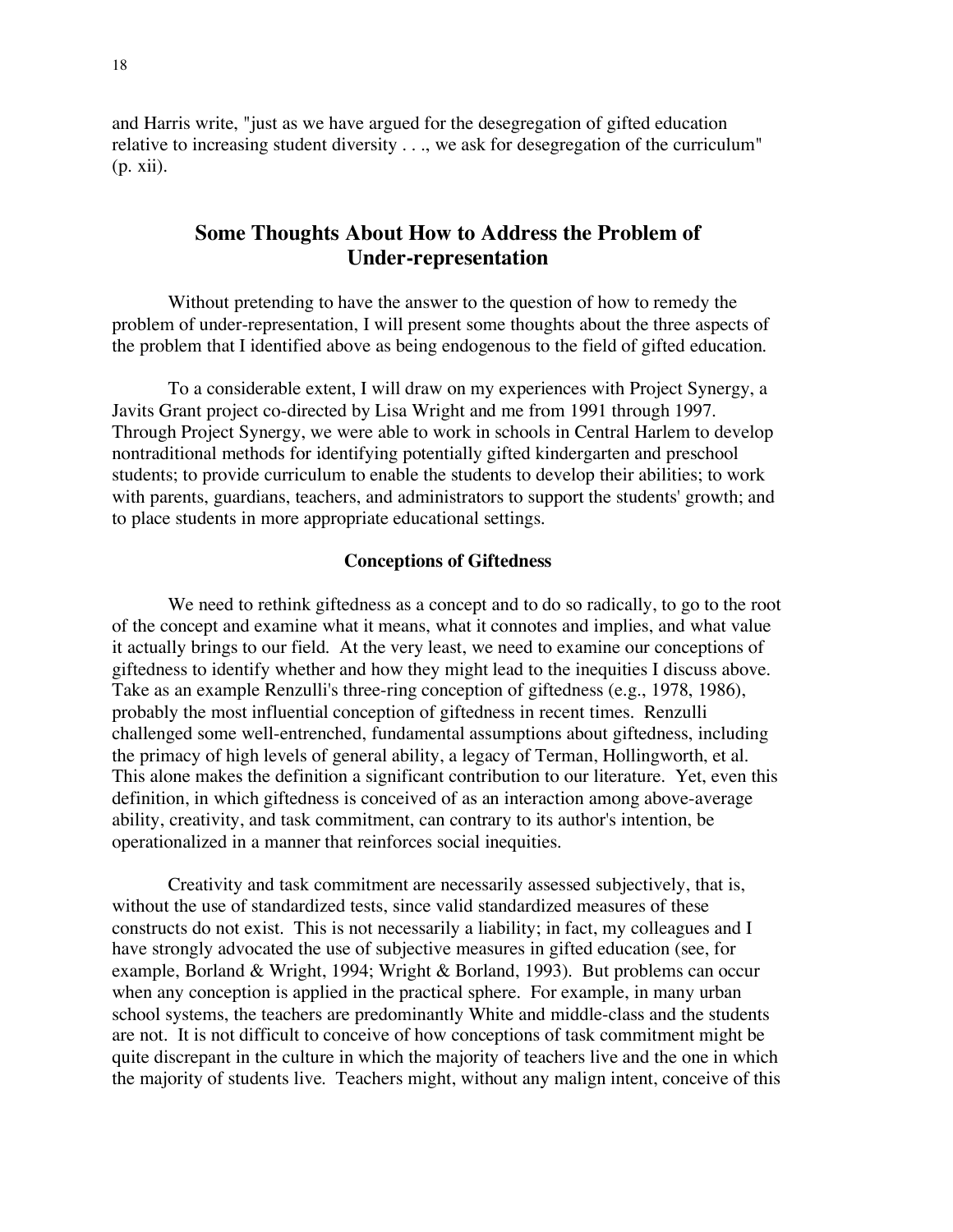and Harris write, "just as we have argued for the desegregation of gifted education relative to increasing student diversity . . ., we ask for desegregation of the curriculum" (p. xii).

## Some Thoughts About How to Address the Problem of Under-representation

Without pretending to have the answer to the question of how to remedy the problem of under-representation, I will present some thoughts about the three aspects of the problem that I identified above as being endogenous to the field of gifted education.

To a considerable extent, I will draw on my experiences with Project Synergy, a Javits Grant project co-directed by Lisa Wright and me from 1991 through 1997. Through Project Synergy, we were able to work in schools in Central Harlem to develop nontraditional methods for identifying potentially gifted kindergarten and preschool students; to provide curriculum to enable the students to develop their abilities; to work with parents, guardians, teachers, and administrators to support the students' growth; and to place students in more appropriate educational settings.

### Conceptions of Giftedness

We need to rethink giftedness as a concept and to do so radically, to go to the root of the concept and examine what it means, what it connotes and implies, and what value it actually brings to our field. At the very least, we need to examine our conceptions of giftedness to identify whether and how they might lead to the inequities I discuss above. Take as an example Renzulli's three-ring conception of giftedness (e.g., 1978, 1986), probably the most influential conception of giftedness in recent times. Renzulli challenged some well-entrenched, fundamental assumptions about giftedness, including the primacy of high levels of general ability, a legacy of Terman, Hollingworth, et al. This alone makes the definition a significant contribution to our literature. Yet, even this definition, in which giftedness is conceived of as an interaction among above-average ability, creativity, and task commitment, can contrary to its author's intention, be operationalized in a manner that reinforces social inequities.

Creativity and task commitment are necessarily assessed subjectively, that is, without the use of standardized tests, since valid standardized measures of these constructs do not exist. This is not necessarily a liability; in fact, my colleagues and I have strongly advocated the use of subjective measures in gifted education (see, for example, Borland & Wright, 1994; Wright & Borland, 1993). But problems can occur when any conception is applied in the practical sphere. For example, in many urban school systems, the teachers are predominantly White and middle-class and the students are not. It is not difficult to conceive of how conceptions of task commitment might be quite discrepant in the culture in which the majority of teachers live and the one in which the majority of students live. Teachers might, without any malign intent, conceive of this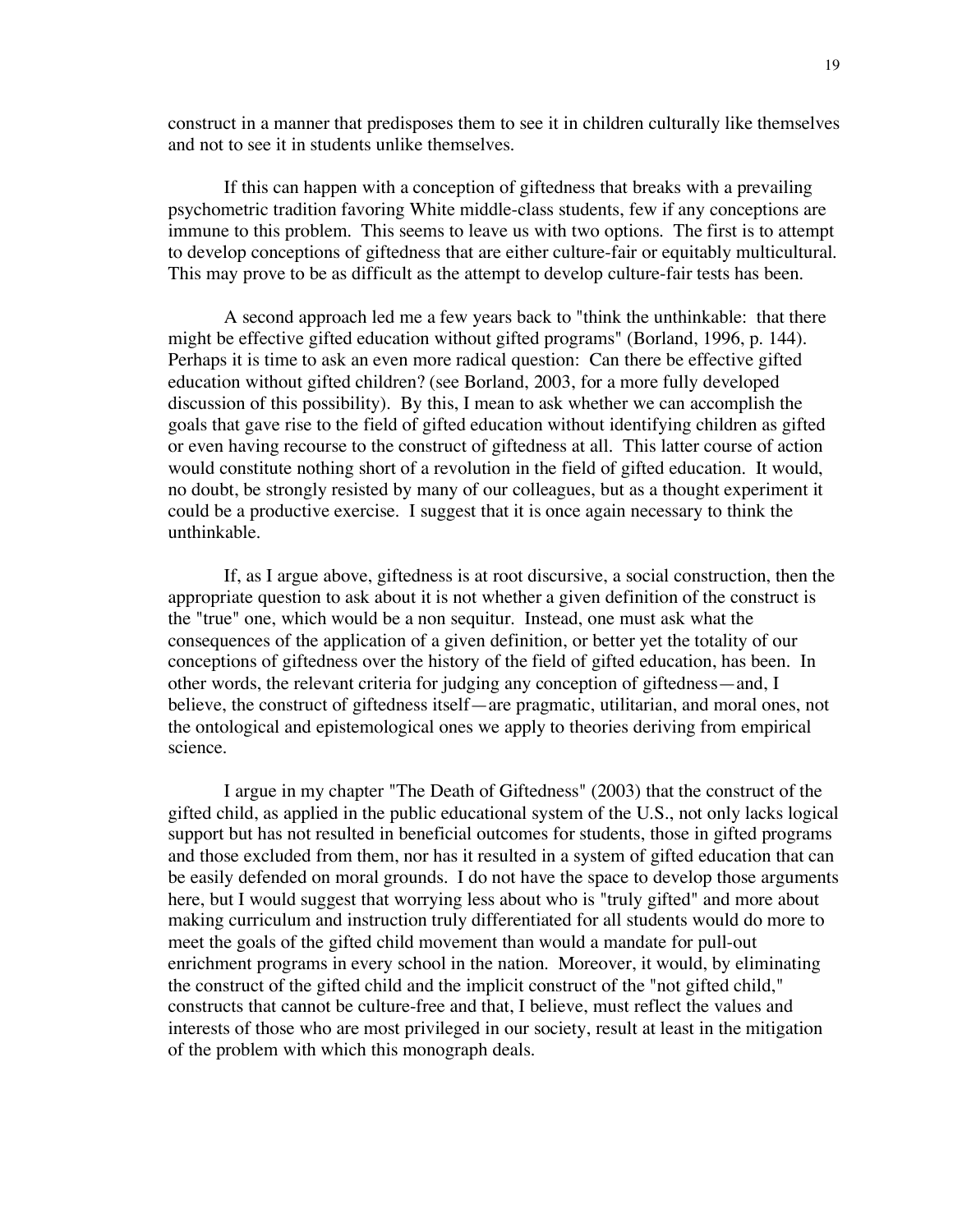construct in a manner that predisposes them to see it in children culturally like themselves and not to see it in students unlike themselves.

If this can happen with a conception of giftedness that breaks with a prevailing psychometric tradition favoring White middle-class students, few if any conceptions are immune to this problem. This seems to leave us with two options. The first is to attempt to develop conceptions of giftedness that are either culture-fair or equitably multicultural. This may prove to be as difficult as the attempt to develop culture-fair tests has been.

A second approach led me a few years back to "think the unthinkable: that there might be effective gifted education without gifted programs" (Borland, 1996, p. 144). Perhaps it is time to ask an even more radical question: Can there be effective gifted education without gifted children? (see Borland, 2003, for a more fully developed discussion of this possibility). By this, I mean to ask whether we can accomplish the goals that gave rise to the field of gifted education without identifying children as gifted or even having recourse to the construct of giftedness at all. This latter course of action would constitute nothing short of a revolution in the field of gifted education. It would, no doubt, be strongly resisted by many of our colleagues, but as a thought experiment it could be a productive exercise. I suggest that it is once again necessary to think the unthinkable.

If, as I argue above, giftedness is at root discursive, a social construction, then the appropriate question to ask about it is not whether a given definition of the construct is the "true" one, which would be a non sequitur. Instead, one must ask what the consequences of the application of a given definition, or better yet the totality of our conceptions of giftedness over the history of the field of gifted education, has been. In other words, the relevant criteria for judging any conception of giftedness—and, I believe, the construct of giftedness itself—are pragmatic, utilitarian, and moral ones, not the ontological and epistemological ones we apply to theories deriving from empirical science.

I argue in my chapter "The Death of Giftedness" (2003) that the construct of the gifted child, as applied in the public educational system of the U.S., not only lacks logical support but has not resulted in beneficial outcomes for students, those in gifted programs and those excluded from them, nor has it resulted in a system of gifted education that can be easily defended on moral grounds. I do not have the space to develop those arguments here, but I would suggest that worrying less about who is "truly gifted" and more about making curriculum and instruction truly differentiated for all students would do more to meet the goals of the gifted child movement than would a mandate for pull-out enrichment programs in every school in the nation. Moreover, it would, by eliminating the construct of the gifted child and the implicit construct of the "not gifted child," constructs that cannot be culture-free and that, I believe, must reflect the values and interests of those who are most privileged in our society, result at least in the mitigation of the problem with which this monograph deals.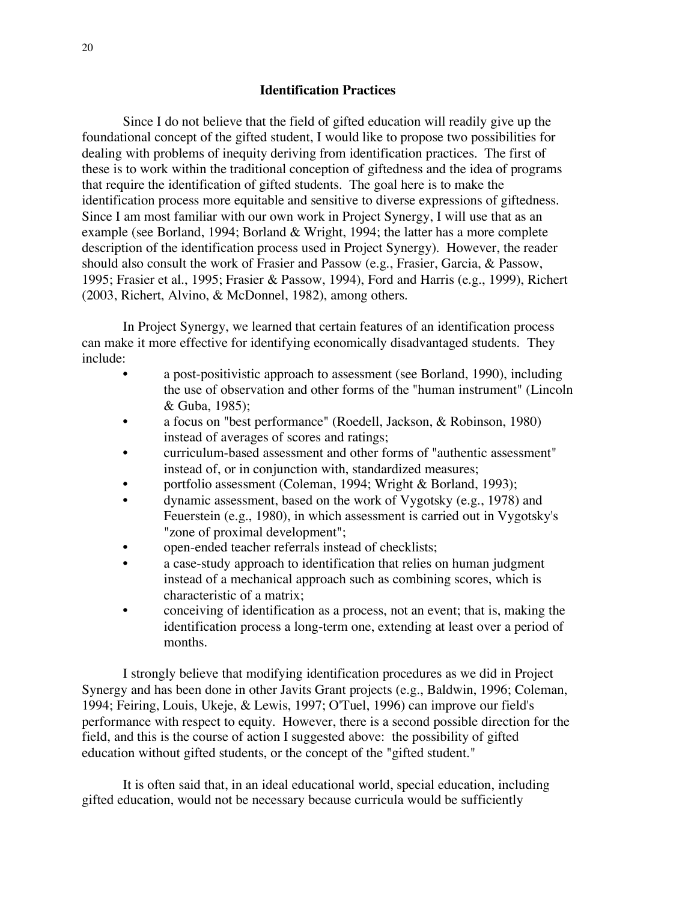## Identification Practices

Since I do not believe that the field of gifted education will readily give up the foundational concept of the gifted student, I would like to propose two possibilities for dealing with problems of inequity deriving from identification practices. The first of these is to work within the traditional conception of giftedness and the idea of programs that require the identification of gifted students. The goal here is to make the identification process more equitable and sensitive to diverse expressions of giftedness. Since I am most familiar with our own work in Project Synergy, I will use that as an example (see Borland, 1994; Borland & Wright, 1994; the latter has a more complete description of the identification process used in Project Synergy). However, the reader should also consult the work of Frasier and Passow (e.g., Frasier, Garcia, & Passow, 1995; Frasier et al., 1995; Frasier & Passow, 1994), Ford and Harris (e.g., 1999), Richert (2003, Richert, Alvino, & McDonnel, 1982), among others.

In Project Synergy, we learned that certain features of an identification process can make it more effective for identifying economically disadvantaged students. They include:

- a post-positivistic approach to assessment (see Borland, 1990), including the use of observation and other forms of the "human instrument" (Lincoln & Guba, 1985);
- a focus on "best performance" (Roedell, Jackson, & Robinson, 1980) instead of averages of scores and ratings;
- curriculum-based assessment and other forms of "authentic assessment" instead of, or in conjunction with, standardized measures;
- portfolio assessment (Coleman, 1994; Wright & Borland, 1993);
- dynamic assessment, based on the work of Vygotsky (e.g., 1978) and Feuerstein (e.g., 1980), in which assessment is carried out in Vygotsky's "zone of proximal development";
- open-ended teacher referrals instead of checklists;
- a case-study approach to identification that relies on human judgment instead of a mechanical approach such as combining scores, which is characteristic of a matrix;
- conceiving of identification as a process, not an event; that is, making the identification process a long-term one, extending at least over a period of months.

I strongly believe that modifying identification procedures as we did in Project Synergy and has been done in other Javits Grant projects (e.g., Baldwin, 1996; Coleman, 1994; Feiring, Louis, Ukeje, & Lewis, 1997; O'Tuel, 1996) can improve our field's performance with respect to equity. However, there is a second possible direction for the field, and this is the course of action I suggested above: the possibility of gifted education without gifted students, or the concept of the "gifted student."

It is often said that, in an ideal educational world, special education, including gifted education, would not be necessary because curricula would be sufficiently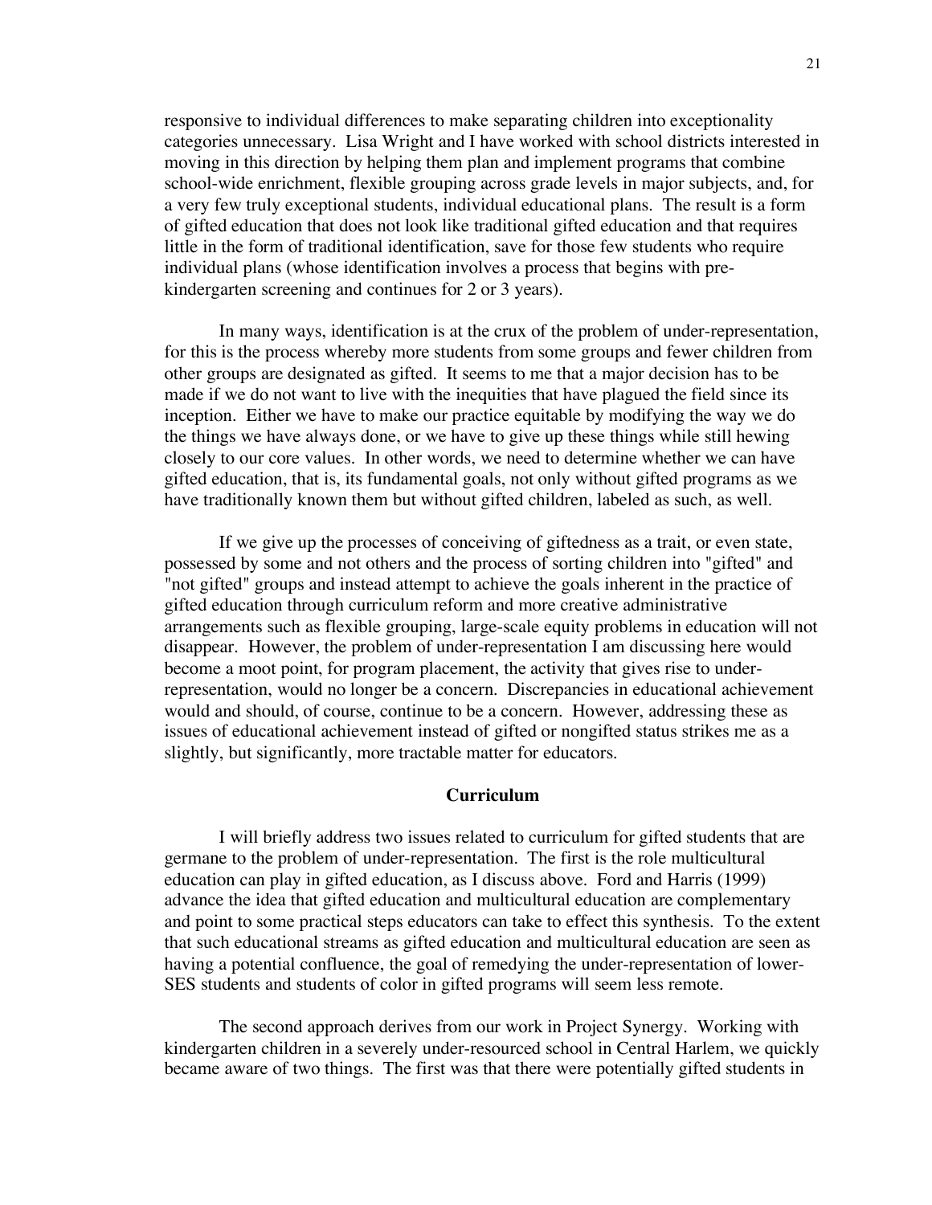responsive to individual differences to make separating children into exceptionality categories unnecessary. Lisa Wright and I have worked with school districts interested in moving in this direction by helping them plan and implement programs that combine school-wide enrichment, flexible grouping across grade levels in major subjects, and, for a very few truly exceptional students, individual educational plans. The result is a form of gifted education that does not look like traditional gifted education and that requires little in the form of traditional identification, save for those few students who require individual plans (whose identification involves a process that begins with pre-kindergarten screening and continues for 2 or 3 years).

In many ways, identification is at the crux of the problem of under-representation, for this is the process whereby more students from some groups and fewer children from other groups are designated as gifted. It seems to me that a major decision has to be made if we do not want to live with the inequities that have plagued the field since its inception. Either we have to make our practice equitable by modifying the way we do the things we have always done, or we have to give up these things while still hewing closely to our core values. In other words, we need to determine whether we can have gifted education, that is, its fundamental goals, not only without gifted programs as we have traditionally known them but without gifted children, labeled as such, as well.

If we give up the processes of conceiving of giftedness as a trait, or even state, possessed by some and not others and the process of sorting children into "gifted" and "not gifted" groups and instead attempt to achieve the goals inherent in the practice of gifted education through curriculum reform and more creative administrative arrangements such as flexible grouping, large-scale equity problems in education will not disappear. However, the problem of under-representation I am discussing here would become a moot point, for program placement, the activity that gives rise to under-representation, would no longer be a concern. Discrepancies in educational achievement would and should, of course, continue to be a concern. However, addressing these as issues of educational achievement instead of gifted or nongifted status strikes me as a slightly, but significantly, more tractable matter for educators.

## Curriculum

I will briefly address two issues related to curriculum for gifted students that are germane to the problem of under-representation. The first is the role multicultural education can play in gifted education, as I discuss above. Ford and Harris (1999) advance the idea that gifted education and multicultural education are complementary and point to some practical steps educators can take to effect this synthesis. To the extent that such educational streams as gifted education and multicultural education are seen as having a potential confluence, the goal of remedying the under-representation of lower-SES students and students of color in gifted programs will seem less remote.

The second approach derives from our work in Project Synergy. Working with kindergarten children in a severely under-resourced school in Central Harlem, we quickly became aware of two things. The first was that there were potentially gifted students in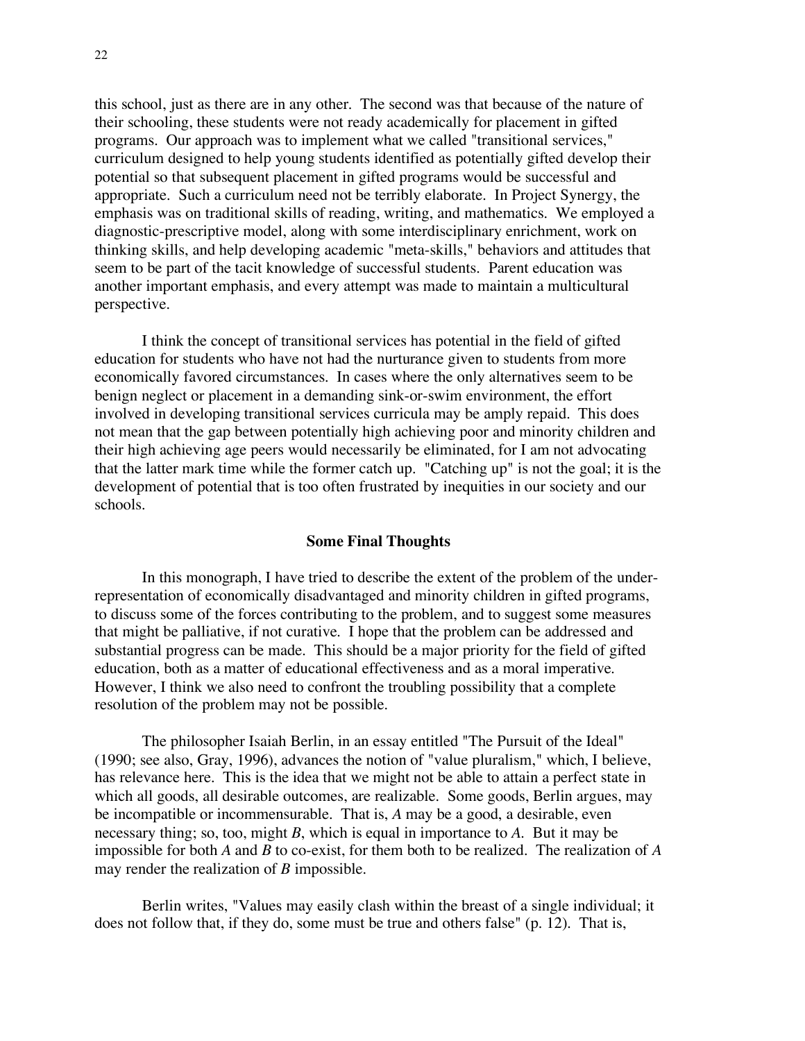this school, just as there are in any other. The second was that because of the nature of their schooling, these students were not ready academically for placement in gifted programs. Our approach was to implement what we called "transitional services," curriculum designed to help young students identified as potentially gifted develop their potential so that subsequent placement in gifted programs would be successful and appropriate. Such a curriculum need not be terribly elaborate. In Project Synergy, the emphasis was on traditional skills of reading, writing, and mathematics. We employed a diagnostic-prescriptive model, along with some interdisciplinary enrichment, work on thinking skills, and help developing academic "meta-skills," behaviors and attitudes that seem to be part of the tacit knowledge of successful students. Parent education was another important emphasis, and every attempt was made to maintain a multicultural perspective.

I think the concept of transitional services has potential in the field of gifted education for students who have not had the nurturance given to students from more economically favored circumstances. In cases where the only alternatives seem to be benign neglect or placement in a demanding sink-or-swim environment, the effort involved in developing transitional services curricula may be amply repaid. This does not mean that the gap between potentially high achieving poor and minority children and their high achieving age peers would necessarily be eliminated, for I am not advocating that the latter mark time while the former catch up. "Catching up" is not the goal; it is the development of potential that is too often frustrated by inequities in our society and our schools.

## Some Final Thoughts

In this monograph, I have tried to describe the extent of the problem of the under-representation of economically disadvantaged and minority children in gifted programs, to discuss some of the forces contributing to the problem, and to suggest some measures that might be palliative, if not curative. I hope that the problem can be addressed and substantial progress can be made. This should be a major priority for the field of gifted education, both as a matter of educational effectiveness and as a moral imperative. However, I think we also need to confront the troubling possibility that a complete resolution of the problem may not be possible.

The philosopher Isaiah Berlin, in an essay entitled "The Pursuit of the Ideal" (1990; see also, Gray, 1996), advances the notion of "value pluralism," which, I believe, has relevance here. This is the idea that we might not be able to attain a perfect state in which all goods, all desirable outcomes, are realizable. Some goods, Berlin argues, may be incompatible or incommensurable. That is, *A* may be a good, a desirable, even necessary thing; so, too, might *B*, which is equal in importance to *A*. But it may be impossible for both *A* and *B* to co-exist, for them both to be realized. The realization of *A* may render the realization of *B* impossible.

Berlin writes, "Values may easily clash within the breast of a single individual; it does not follow that, if they do, some must be true and others false" (p. 12). That is,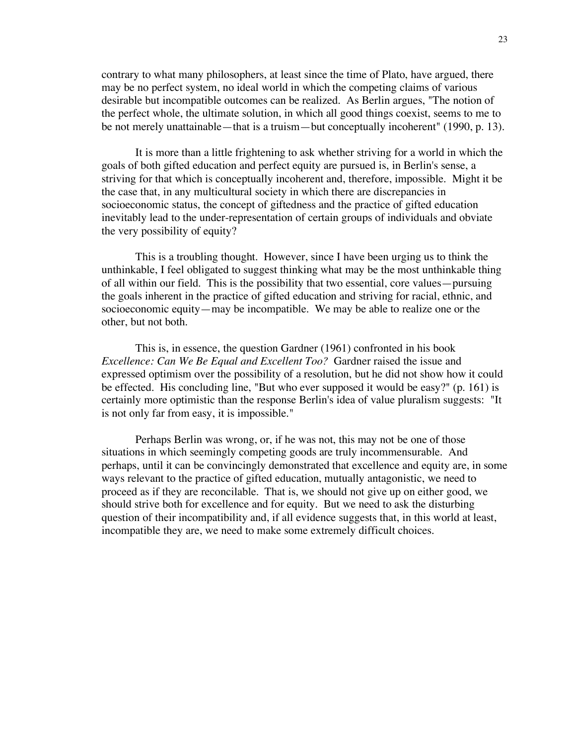contrary to what many philosophers, at least since the time of Plato, have argued, there may be no perfect system, no ideal world in which the competing claims of various desirable but incompatible outcomes can be realized. As Berlin argues, "The notion of the perfect whole, the ultimate solution, in which all good things coexist, seems to me to be not merely unattainable—that is a truism—but conceptually incoherent" (1990, p. 13).

It is more than a little frightening to ask whether striving for a world in which the goals of both gifted education and perfect equity are pursued is, in Berlin's sense, a striving for that which is conceptually incoherent and, therefore, impossible. Might it be the case that, in any multicultural society in which there are discrepancies in socioeconomic status, the concept of giftedness and the practice of gifted education inevitably lead to the under-representation of certain groups of individuals and obviate the very possibility of equity?

This is a troubling thought. However, since I have been urging us to think the unthinkable, I feel obligated to suggest thinking what may be the most unthinkable thing of all within our field. This is the possibility that two essential, core values—pursuing the goals inherent in the practice of gifted education and striving for racial, ethnic, and socioeconomic equity—may be incompatible. We may be able to realize one or the other, but not both.

This is, in essence, the question Gardner (1961) confronted in his book *Excellence: Can We Be Equal and Excellent Too?* Gardner raised the issue and expressed optimism over the possibility of a resolution, but he did not show how it could be effected. His concluding line, "But who ever supposed it would be easy?" (p. 161) is certainly more optimistic than the response Berlin's idea of value pluralism suggests: "It is not only far from easy, it is impossible."

Perhaps Berlin was wrong, or, if he was not, this may not be one of those situations in which seemingly competing goods are truly incommensurable. And perhaps, until it can be convincingly demonstrated that excellence and equity are, in some ways relevant to the practice of gifted education, mutually antagonistic, we need to proceed as if they are reconcilable. That is, we should not give up on either good, we should strive both for excellence and for equity. But we need to ask the disturbing question of their incompatibility and, if all evidence suggests that, in this world at least, incompatible they are, we need to make some extremely difficult choices.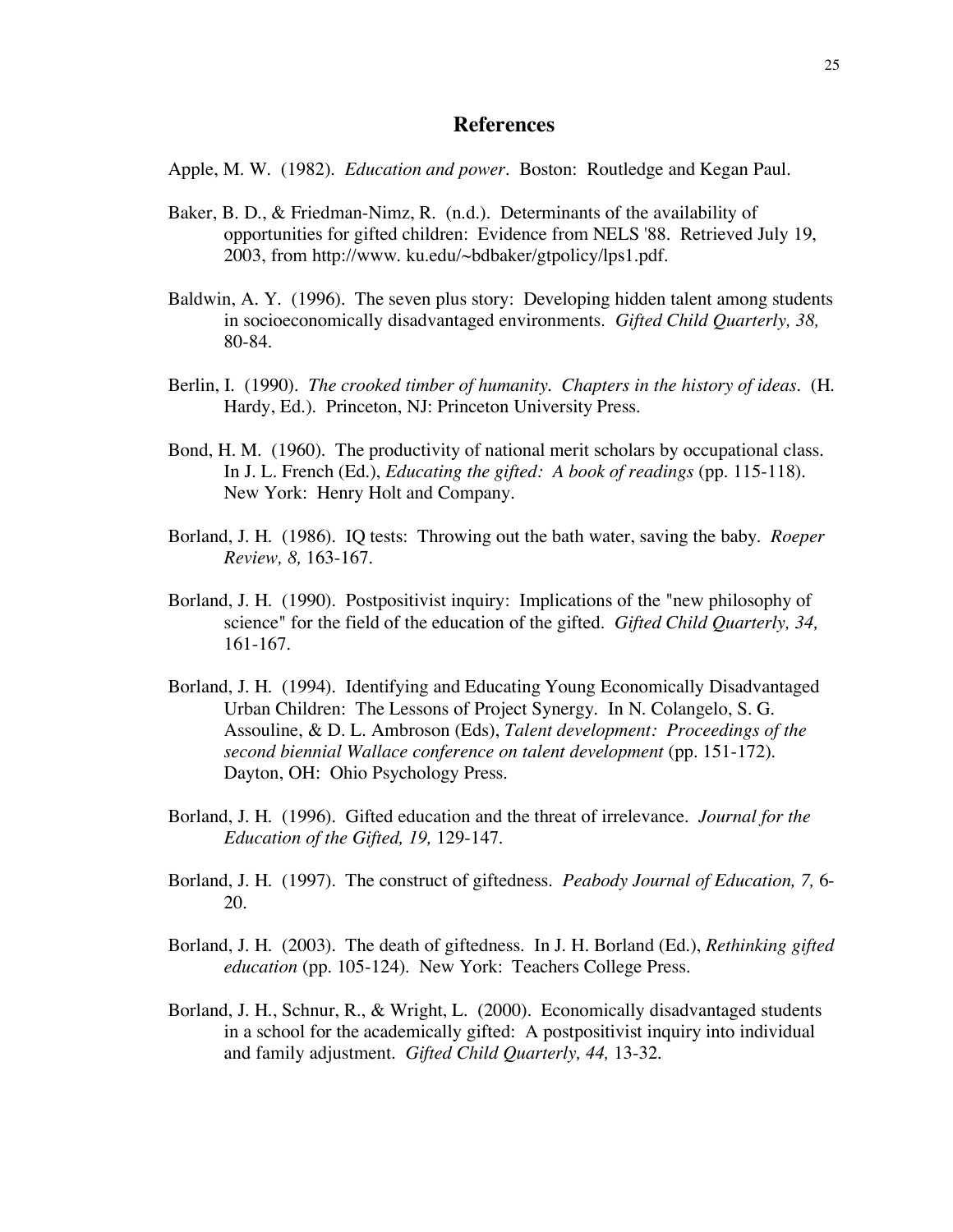## References

Apple, M. W. (1982). *Education and power*. Boston: Routledge and Kegan Paul.

Baker, B. D., & Friedman-Nimz, R. (n.d.). Determinants of the availability of opportunities for gifted children: Evidence from NELS '88. Retrieved July 19, 2003, from http://www. ku.edu/~bdbaker/gtpolicy/lps1.pdf.

Baldwin, A. Y. (1996). The seven plus story: Developing hidden talent among students in socioeconomically disadvantaged environments. *Gifted Child Quarterly, 38,* 80-84.

Berlin, I. (1990). *The crooked timber of humanity. Chapters in the history of ideas*. (H. Hardy, Ed.). Princeton, NJ: Princeton University Press.

Bond, H. M. (1960). The productivity of national merit scholars by occupational class. In J. L. French (Ed.), *Educating the gifted: A book of readings* (pp. 115-118). New York: Henry Holt and Company.

Borland, J. H. (1986). IQ tests: Throwing out the bath water, saving the baby. *Roeper Review, 8,* 163-167.

Borland, J. H. (1990). Postpositivist inquiry: Implications of the "new philosophy of science" for the field of the education of the gifted. *Gifted Child Quarterly, 34,* 161-167.

Borland, J. H. (1994). Identifying and Educating Young Economically Disadvantaged Urban Children: The Lessons of Project Synergy. In N. Colangelo, S. G. Assouline, & D. L. Ambroson (Eds), *Talent development: Proceedings of the second biennial Wallace conference on talent development* (pp. 151-172). Dayton, OH: Ohio Psychology Press.

Borland, J. H. (1996). Gifted education and the threat of irrelevance. *Journal for the Education of the Gifted, 19,* 129-147.

Borland, J. H. (1997). The construct of giftedness. *Peabody Journal of Education, 7,* 6-20.

Borland, J. H. (2003). The death of giftedness. In J. H. Borland (Ed.), *Rethinking gifted education* (pp. 105-124). New York: Teachers College Press.

Borland, J. H., Schnur, R., & Wright, L. (2000). Economically disadvantaged students in a school for the academically gifted: A postpositivist inquiry into individual and family adjustment. *Gifted Child Quarterly, 44,* 13-32.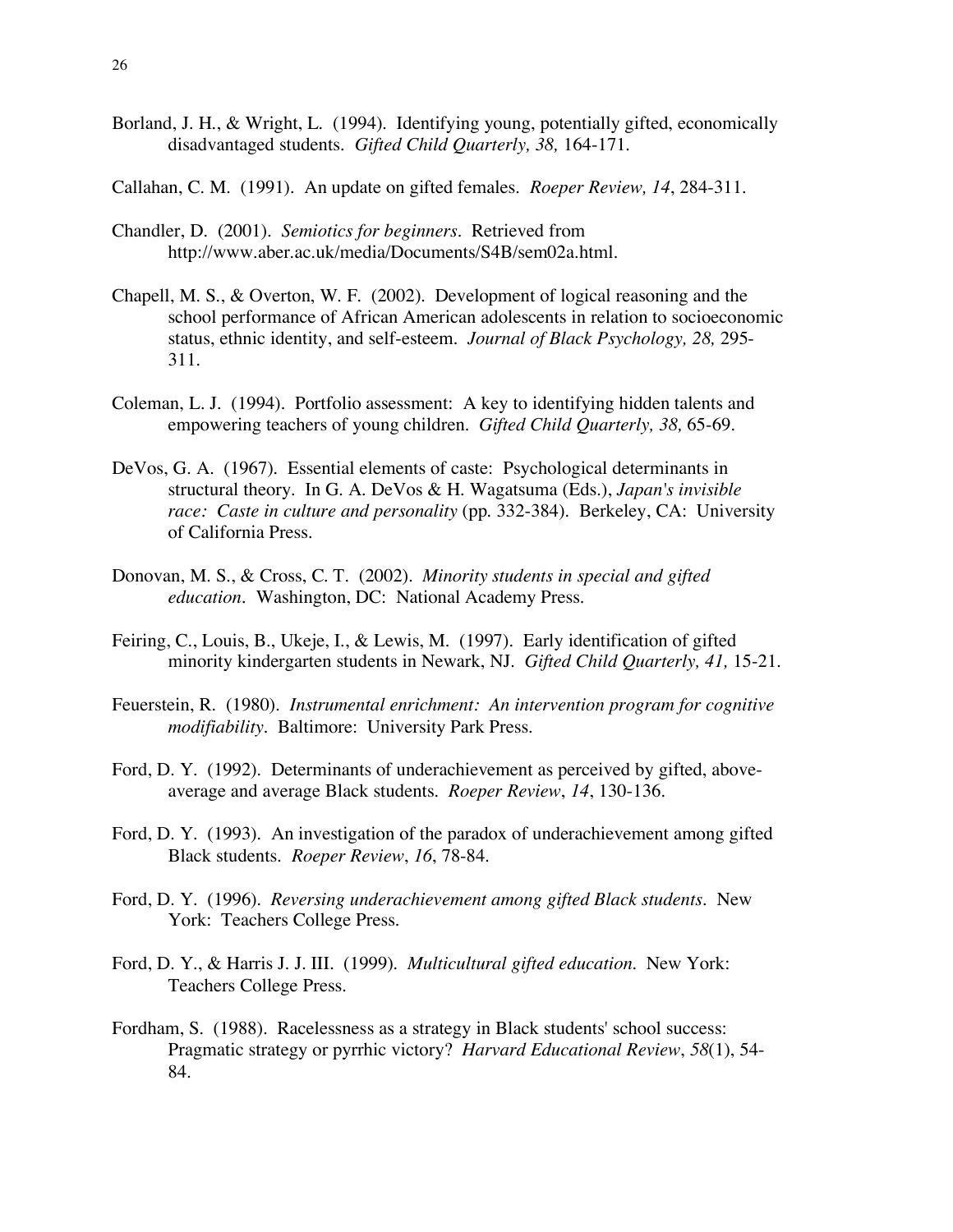Borland, J. H., & Wright, L. (1994). Identifying young, potentially gifted, economically disadvantaged students. *Gifted Child Quarterly, 38,* 164-171.

Callahan, C. M. (1991). An update on gifted females. *Roeper Review, 14*, 284-311.

Chandler, D. (2001). *Semiotics for beginners*. Retrieved from http://www.aber.ac.uk/media/Documents/S4B/sem02a.html.

Chapell, M. S., & Overton, W. F. (2002). Development of logical reasoning and the school performance of African American adolescents in relation to socioeconomic status, ethnic identity, and self-esteem. *Journal of Black Psychology, 28,* 295-311.

Coleman, L. J. (1994). Portfolio assessment: A key to identifying hidden talents and empowering teachers of young children. *Gifted Child Quarterly, 38,* 65-69.

DeVos, G. A. (1967). Essential elements of caste: Psychological determinants in structural theory. In G. A. DeVos & H. Wagatsuma (Eds.), *Japan's invisible race: Caste in culture and personality* (pp. 332-384). Berkeley, CA: University of California Press.

Donovan, M. S., & Cross, C. T. (2002). *Minority students in special and gifted education*. Washington, DC: National Academy Press.

Feiring, C., Louis, B., Ukeje, I., & Lewis, M. (1997). Early identification of gifted minority kindergarten students in Newark, NJ. *Gifted Child Quarterly, 41,* 15-21.

Feuerstein, R. (1980). *Instrumental enrichment: An intervention program for cognitive modifiability*. Baltimore: University Park Press.

Ford, D. Y. (1992). Determinants of underachievement as perceived by gifted, above-average and average Black students. *Roeper Review*, *14*, 130-136.

Ford, D. Y. (1993). An investigation of the paradox of underachievement among gifted Black students. *Roeper Review*, *16*, 78-84.

Ford, D. Y. (1996). *Reversing underachievement among gifted Black students*. New York: Teachers College Press.

Ford, D. Y., & Harris J. J. III. (1999). *Multicultural gifted education*. New York: Teachers College Press.

Fordham, S. (1988). Racelessness as a strategy in Black students' school success: Pragmatic strategy or pyrrhic victory? *Harvard Educational Review*, *58*(1), 54-84.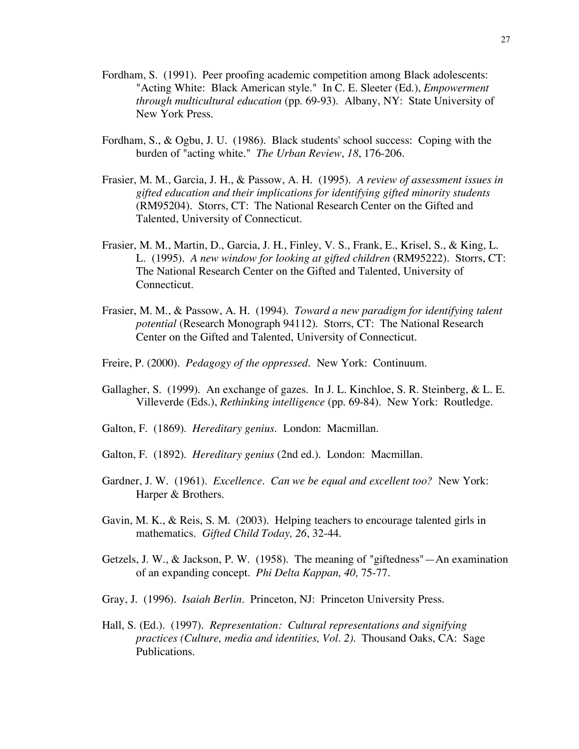Fordham, S. (1991). Peer proofing academic competition among Black adolescents: "Acting White: Black American style." In C. E. Sleeter (Ed.), *Empowerment through multicultural education* (pp. 69-93). Albany, NY: State University of New York Press.

Fordham, S., & Ogbu, J. U. (1986). Black students' school success: Coping with the burden of "acting white." *The Urban Review*, *18*, 176-206.

Frasier, M. M., Garcia, J. H., & Passow, A. H. (1995). *A review of assessment issues in gifted education and their implications for identifying gifted minority students* (RM95204). Storrs, CT: The National Research Center on the Gifted and Talented, University of Connecticut.

Frasier, M. M., Martin, D., Garcia, J. H., Finley, V. S., Frank, E., Krisel, S., & King, L. L. (1995). *A new window for looking at gifted children* (RM95222). Storrs, CT: The National Research Center on the Gifted and Talented, University of Connecticut.

Frasier, M. M., & Passow, A. H. (1994). *Toward a new paradigm for identifying talent potential* (Research Monograph 94112). Storrs, CT: The National Research Center on the Gifted and Talented, University of Connecticut.

Freire, P. (2000). *Pedagogy of the oppressed*. New York: Continuum.

Gallagher, S. (1999). An exchange of gazes. In J. L. Kinchloe, S. R. Steinberg, & L. E. Villeverde (Eds.), *Rethinking intelligence* (pp. 69-84). New York: Routledge.

Galton, F. (1869). *Hereditary genius*. London: Macmillan.

Galton, F. (1892). *Hereditary genius* (2nd ed.). London: Macmillan.

Gardner, J. W. (1961). *Excellence. Can we be equal and excellent too?* New York: Harper & Brothers.

Gavin, M. K., & Reis, S. M. (2003). Helping teachers to encourage talented girls in mathematics. *Gifted Child Today, 26*, 32-44.

Getzels, J. W., & Jackson, P. W. (1958). The meaning of "giftedness"—An examination of an expanding concept. *Phi Delta Kappan, 40,* 75-77.

Gray, J. (1996). *Isaiah Berlin*. Princeton, NJ: Princeton University Press.

Hall, S. (Ed.). (1997). *Representation: Cultural representations and signifying practices (Culture, media and identities, Vol. 2).* Thousand Oaks, CA: Sage Publications.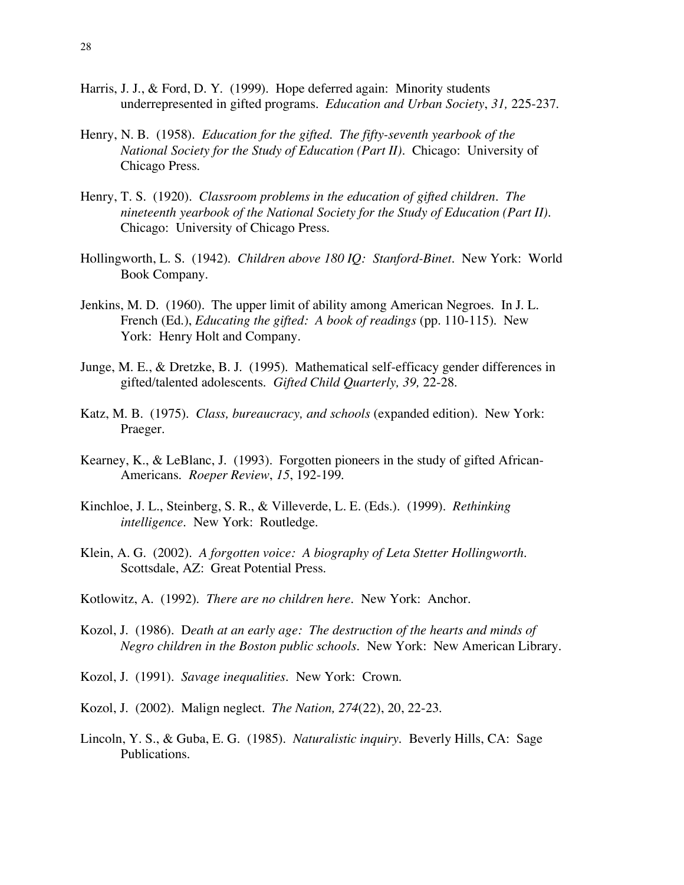Harris, J. J., & Ford, D. Y. (1999). Hope deferred again: Minority students underrepresented in gifted programs. *Education and Urban Society*, *31,* 225-237.

Henry, N. B. (1958). *Education for the gifted. The fifty-seventh yearbook of the National Society for the Study of Education (Part II)*. Chicago: University of Chicago Press.

Henry, T. S. (1920). *Classroom problems in the education of gifted children. The nineteenth yearbook of the National Society for the Study of Education (Part II)*. Chicago: University of Chicago Press.

Hollingworth, L. S. (1942). *Children above 180 IQ: Stanford-Binet*. New York: World Book Company.

Jenkins, M. D. (1960). The upper limit of ability among American Negroes. In J. L. French (Ed.), *Educating the gifted: A book of readings* (pp. 110-115). New York: Henry Holt and Company.

Junge, M. E., & Dretzke, B. J. (1995). Mathematical self-efficacy gender differences in gifted/talented adolescents. *Gifted Child Quarterly, 39,* 22-28.

Katz, M. B. (1975). *Class, bureaucracy, and schools* (expanded edition). New York: Praeger.

Kearney, K., & LeBlanc, J. (1993). Forgotten pioneers in the study of gifted African-Americans. *Roeper Review*, *15*, 192-199.

Kinchloe, J. L., Steinberg, S. R., & Villeverde, L. E. (Eds.). (1999). *Rethinking intelligence*. New York: Routledge.

Klein, A. G. (2002). *A forgotten voice: A biography of Leta Stetter Hollingworth*. Scottsdale, AZ: Great Potential Press.

Kotlowitz, A. (1992). *There are no children here*. New York: Anchor.

Kozol, J. (1986). D*eath at an early age: The destruction of the hearts and minds of Negro children in the Boston public schools*. New York: New American Library.

Kozol, J. (1991). *Savage inequalities*. New York: Crown.

Kozol, J. (2002). Malign neglect. *The Nation, 274*(22), 20, 22-23.

Lincoln, Y. S., & Guba, E. G. (1985). *Naturalistic inquiry*. Beverly Hills, CA: Sage Publications.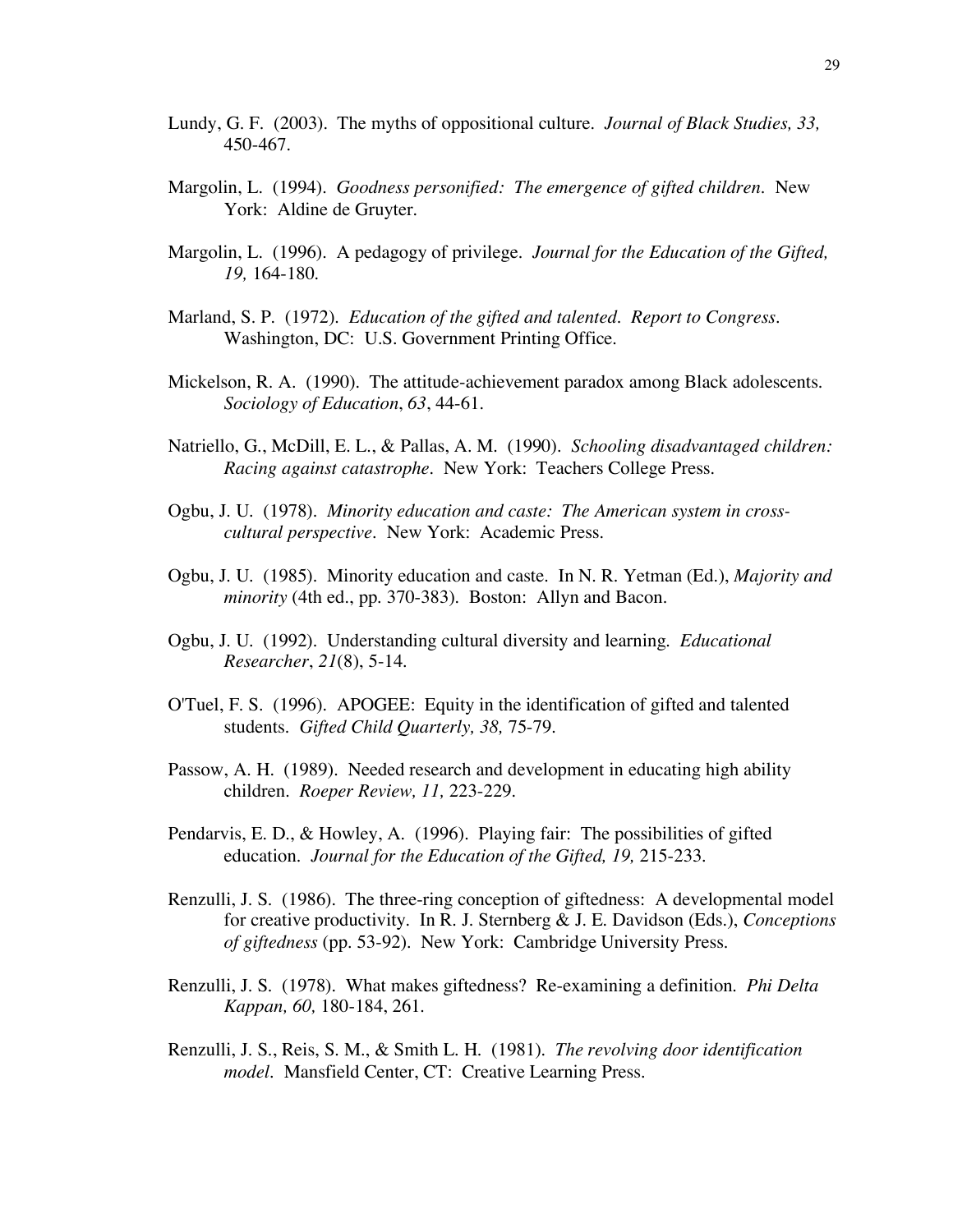Lundy, G. F. (2003). The myths of oppositional culture. *Journal of Black Studies, 33,* 450-467.

Margolin, L. (1994). *Goodness personified: The emergence of gifted children.* New York: Aldine de Gruyter.

Margolin, L. (1996). A pedagogy of privilege. *Journal for the Education of the Gifted, 19,* 164-180.

Marland, S. P. (1972). *Education of the gifted and talented. Report to Congress.* Washington, DC: U.S. Government Printing Office.

Mickelson, R. A. (1990). The attitude-achievement paradox among Black adolescents. *Sociology of Education*, *63*, 44-61.

Natriello, G., McDill, E. L., & Pallas, A. M. (1990). *Schooling disadvantaged children: Racing against catastrophe*. New York: Teachers College Press.

Ogbu, J. U. (1978). *Minority education and caste: The American system in cross-cultural perspective*. New York: Academic Press.

Ogbu, J. U. (1985). Minority education and caste. In N. R. Yetman (Ed.), *Majority and minority* (4th ed., pp. 370-383). Boston: Allyn and Bacon.

Ogbu, J. U. (1992). Understanding cultural diversity and learning. *Educational Researcher*, *21*(8), 5-14.

O'Tuel, F. S. (1996). APOGEE: Equity in the identification of gifted and talented students. *Gifted Child Quarterly, 38,* 75-79.

Passow, A. H. (1989). Needed research and development in educating high ability children. *Roeper Review, 11,* 223-229.

Pendarvis, E. D., & Howley, A. (1996). Playing fair: The possibilities of gifted education. *Journal for the Education of the Gifted, 19,* 215-233.

Renzulli, J. S. (1986). The three-ring conception of giftedness: A developmental model for creative productivity. In R. J. Sternberg & J. E. Davidson (Eds.), *Conceptions of giftedness* (pp. 53-92). New York: Cambridge University Press.

Renzulli, J. S. (1978). What makes giftedness? Re-examining a definition. *Phi Delta Kappan, 60,* 180-184, 261.

Renzulli, J. S., Reis, S. M., & Smith L. H. (1981). *The revolving door identification model*. Mansfield Center, CT: Creative Learning Press.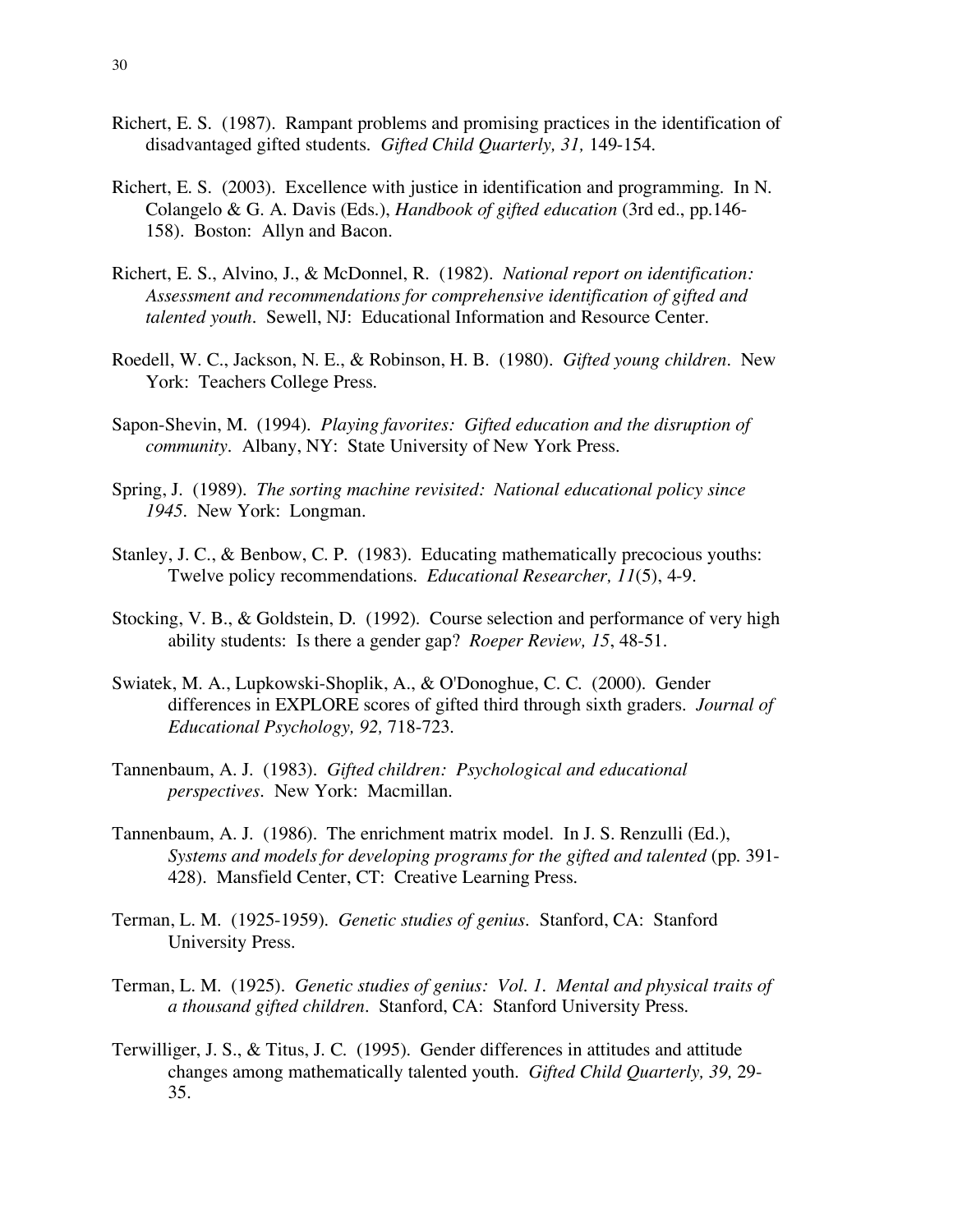Richert, E. S. (1987). Rampant problems and promising practices in the identification of disadvantaged gifted students. *Gifted Child Quarterly, 31,* 149-154.

Richert, E. S. (2003). Excellence with justice in identification and programming. In N. Colangelo & G. A. Davis (Eds.), *Handbook of gifted education* (3rd ed., pp.146-158). Boston: Allyn and Bacon.

Richert, E. S., Alvino, J., & McDonnel, R. (1982). *National report on identification: Assessment and recommendations for comprehensive identification of gifted and talented youth*. Sewell, NJ: Educational Information and Resource Center.

Roedell, W. C., Jackson, N. E., & Robinson, H. B. (1980). *Gifted young children*. New York: Teachers College Press.

Sapon-Shevin, M. (1994). *Playing favorites: Gifted education and the disruption of community*. Albany, NY: State University of New York Press.

Spring, J. (1989). *The sorting machine revisited: National educational policy since 1945*. New York: Longman.

Stanley, J. C., & Benbow, C. P. (1983). Educating mathematically precocious youths: Twelve policy recommendations. *Educational Researcher, 11*(5), 4-9.

Stocking, V. B., & Goldstein, D. (1992). Course selection and performance of very high ability students: Is there a gender gap? *Roeper Review, 15*, 48-51.

Swiatek, M. A., Lupkowski-Shoplik, A., & O'Donoghue, C. C. (2000). Gender differences in EXPLORE scores of gifted third through sixth graders. *Journal of Educational Psychology, 92,* 718-723.

Tannenbaum, A. J. (1983). *Gifted children: Psychological and educational perspectives*. New York: Macmillan.

Tannenbaum, A. J. (1986). The enrichment matrix model. In J. S. Renzulli (Ed.), *Systems and models for developing programs for the gifted and talented* (pp. 391-428). Mansfield Center, CT: Creative Learning Press.

Terman, L. M. (1925-1959). *Genetic studies of genius*. Stanford, CA: Stanford University Press.

Terman, L. M. (1925). *Genetic studies of genius: Vol. 1. Mental and physical traits of a thousand gifted children*. Stanford, CA: Stanford University Press.

Terwilliger, J. S., & Titus, J. C. (1995). Gender differences in attitudes and attitude changes among mathematically talented youth. *Gifted Child Quarterly, 39,* 29-35.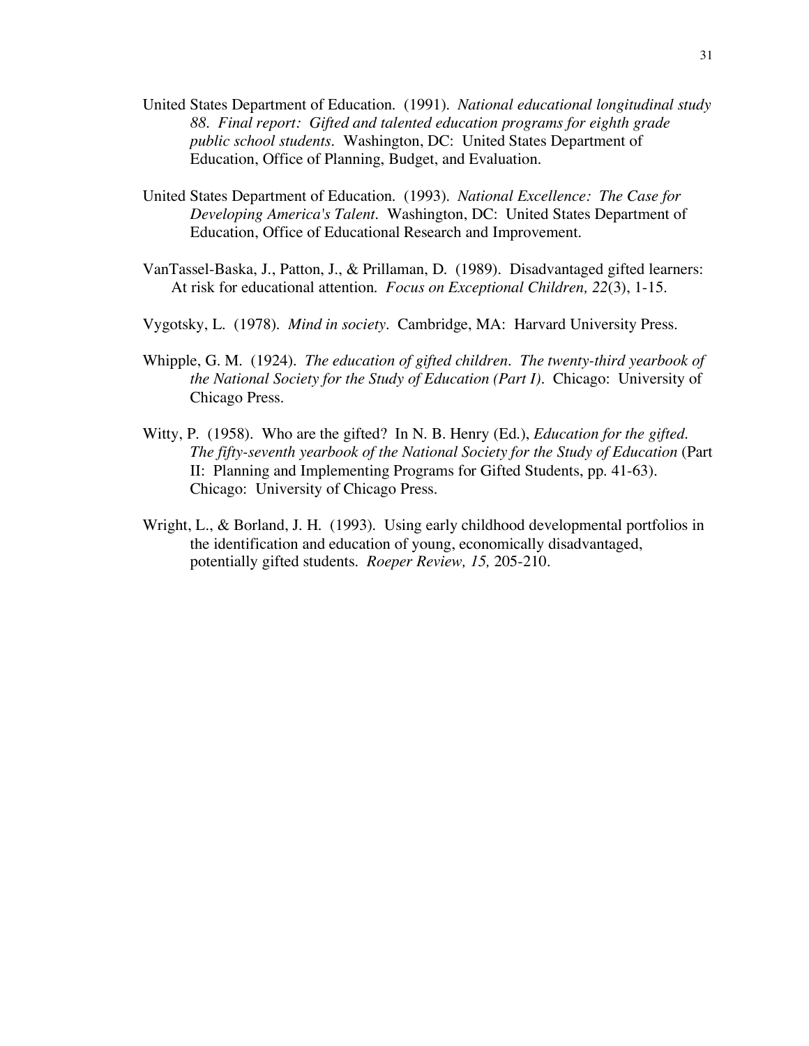United States Department of Education. (1991). *National educational longitudinal study 88. Final report: Gifted and talented education programs for eighth grade public school students*. Washington, DC: United States Department of Education, Office of Planning, Budget, and Evaluation.

United States Department of Education. (1993). *National Excellence: The Case for Developing America's Talent*. Washington, DC: United States Department of Education, Office of Educational Research and Improvement.

VanTassel-Baska, J., Patton, J., & Prillaman, D. (1989). Disadvantaged gifted learners: At risk for educational attention. *Focus on Exceptional Children, 22*(3), 1-15.

Vygotsky, L. (1978). *Mind in society*. Cambridge, MA: Harvard University Press.

Whipple, G. M. (1924). *The education of gifted children. The twenty-third yearbook of the National Society for the Study of Education (Part I)*. Chicago: University of Chicago Press.

Witty, P. (1958). Who are the gifted? In N. B. Henry (Ed.), *Education for the gifted. The fifty-seventh yearbook of the National Society for the Study of Education* (Part II: Planning and Implementing Programs for Gifted Students, pp. 41-63). Chicago: University of Chicago Press.

Wright, L., & Borland, J. H. (1993). Using early childhood developmental portfolios in the identification and education of young, economically disadvantaged, potentially gifted students. *Roeper Review, 15,* 205-210.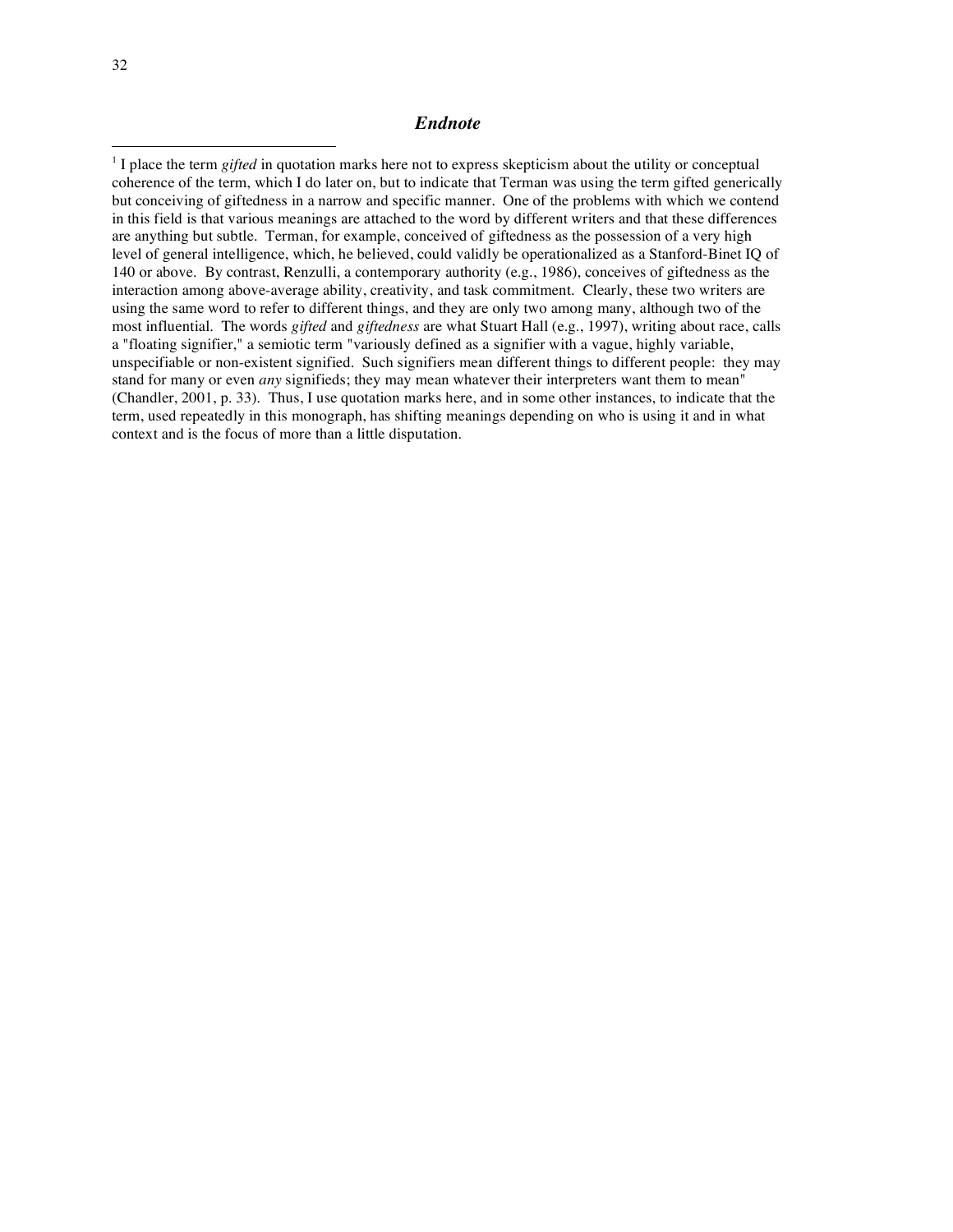## *Endnote*

[1] I place the term *gifted* in quotation marks here not to express skepticism about the utility or conceptual coherence of the term, which I do later on, but to indicate that Terman was using the term gifted generically but conceiving of giftedness in a narrow and specific manner. One of the problems with which we contend in this field is that various meanings are attached to the word by different writers and that these differences are anything but subtle. Terman, for example, conceived of giftedness as the possession of a very high level of general intelligence, which, he believed, could validly be operationalized as a Stanford-Binet IQ of 140 or above. By contrast, Renzulli, a contemporary authority (e.g., 1986), conceives of giftedness as the interaction among above-average ability, creativity, and task commitment. Clearly, these two writers are using the same word to refer to different things, and they are only two among many, although two of the most influential. The words *gifted* and *giftedness* are what Stuart Hall (e.g., 1997), writing about race, calls a "floating signifier," a semiotic term "variously defined as a signifier with a vague, highly variable, unspecifiable or non-existent signified. Such signifiers mean different things to different people: they may stand for many or even *any* signifieds; they may mean whatever their interpreters want them to mean" (Chandler, 2001, p. 33). Thus, I use quotation marks here, and in some other instances, to indicate that the term, used repeatedly in this monograph, has shifting meanings depending on who is using it and in what context and is the focus of more than a little disputation.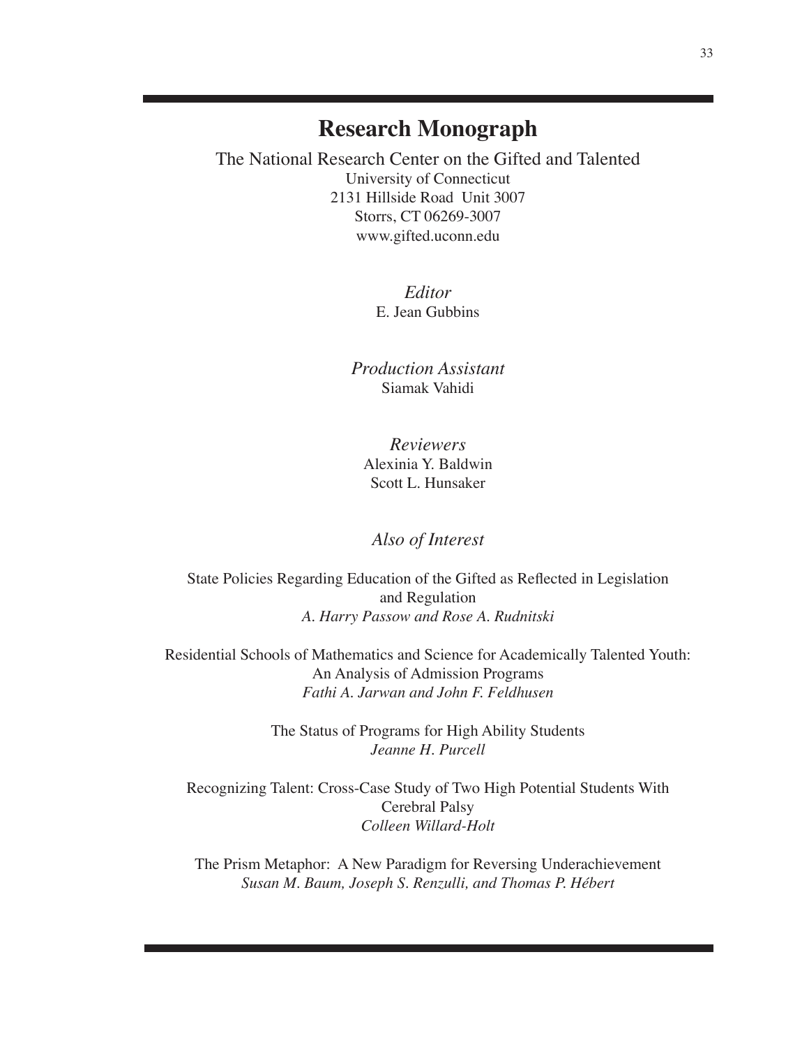# Research Monograph

The National Research Center on the Gifted and Talented
University of Connecticut
2131 Hillside Road Unit 3007
Storrs, CT 06269-3007
www.gifted.uconn.edu

*Editor*
E. Jean Gubbins

*Production Assistant*
Siamak Vahidi

*Reviewers*
Alexinia Y. Baldwin
Scott L. Hunsaker

*Also of Interest*

State Policies Regarding Education of the Gifted as Reflected in Legislation and Regulation
*A. Harry Passow and Rose A. Rudnitski*

Residential Schools of Mathematics and Science for Academically Talented Youth: An Analysis of Admission Programs
*Fathi A. Jarwan and John F. Feldhusen*

The Status of Programs for High Ability Students
*Jeanne H. Purcell*

Recognizing Talent: Cross-Case Study of Two High Potential Students With Cerebral Palsy
*Colleen Willard-Holt*

The Prism Metaphor: A New Paradigm for Reversing Underachievement
*Susan M. Baum, Joseph S. Renzulli, and Thomas P. Hébert*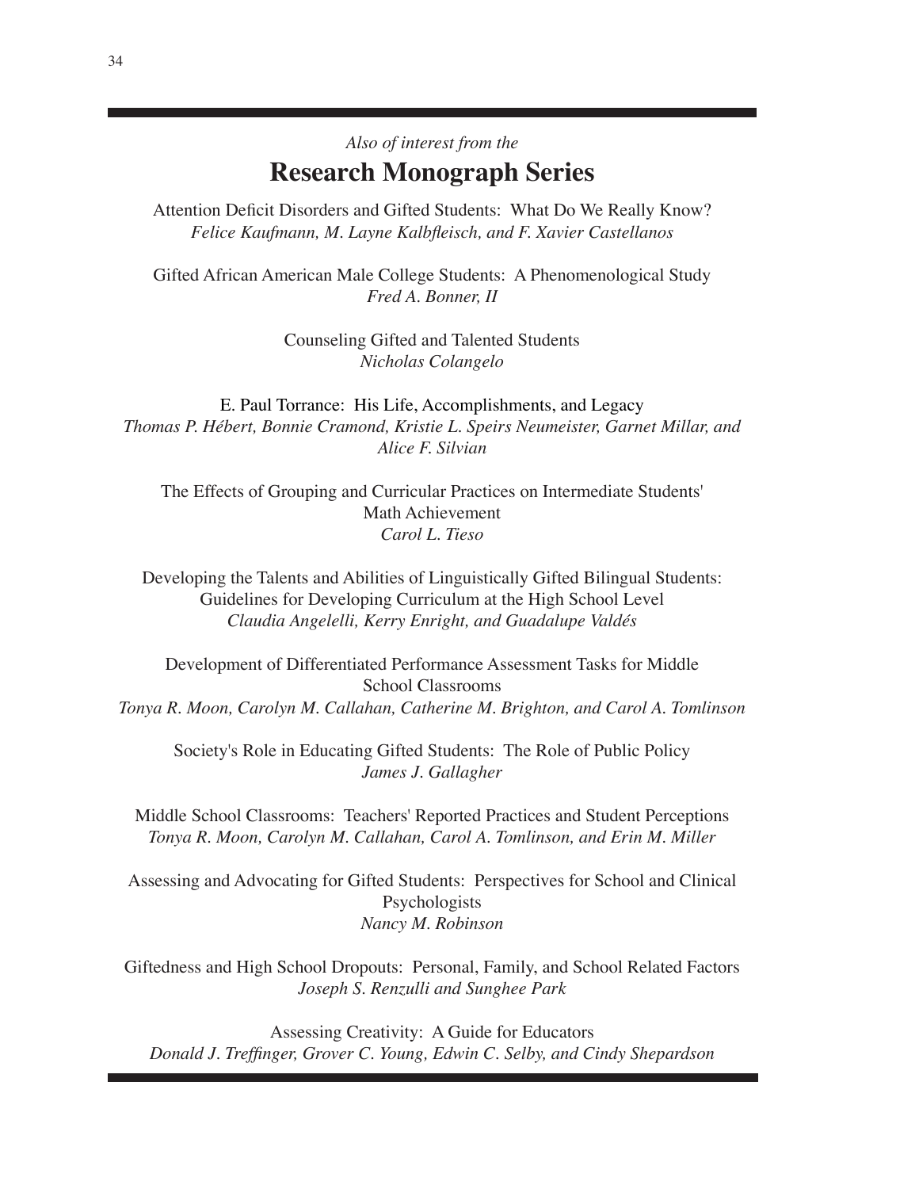*Also of interest from the*

## Research Monograph Series

Attention Deficit Disorders and Gifted Students: What Do We Really Know?
*Felice Kaufmann, M. Layne Kalbfleisch, and F. Xavier Castellanos*

Gifted African American Male College Students: A Phenomenological Study
*Fred A. Bonner, II*

Counseling Gifted and Talented Students
*Nicholas Colangelo*

E. Paul Torrance: His Life, Accomplishments, and Legacy
*Thomas P. Hébert, Bonnie Cramond, Kristie L. Speirs Neumeister, Garnet Millar, and Alice F. Silvian*

The Effects of Grouping and Curricular Practices on Intermediate Students' Math Achievement
*Carol L. Tieso*

Developing the Talents and Abilities of Linguistically Gifted Bilingual Students: Guidelines for Developing Curriculum at the High School Level
*Claudia Angelelli, Kerry Enright, and Guadalupe Valdés*

Development of Differentiated Performance Assessment Tasks for Middle School Classrooms
*Tonya R. Moon, Carolyn M. Callahan, Catherine M. Brighton, and Carol A. Tomlinson*

Society's Role in Educating Gifted Students: The Role of Public Policy
*James J. Gallagher*

Middle School Classrooms: Teachers' Reported Practices and Student Perceptions
*Tonya R. Moon, Carolyn M. Callahan, Carol A. Tomlinson, and Erin M. Miller*

Assessing and Advocating for Gifted Students: Perspectives for School and Clinical Psychologists
*Nancy M. Robinson*

Giftedness and High School Dropouts: Personal, Family, and School Related Factors
*Joseph S. Renzulli and Sunghee Park*

Assessing Creativity: A Guide for Educators
*Donald J. Treffinger, Grover C. Young, Edwin C. Selby, and Cindy Shepardson*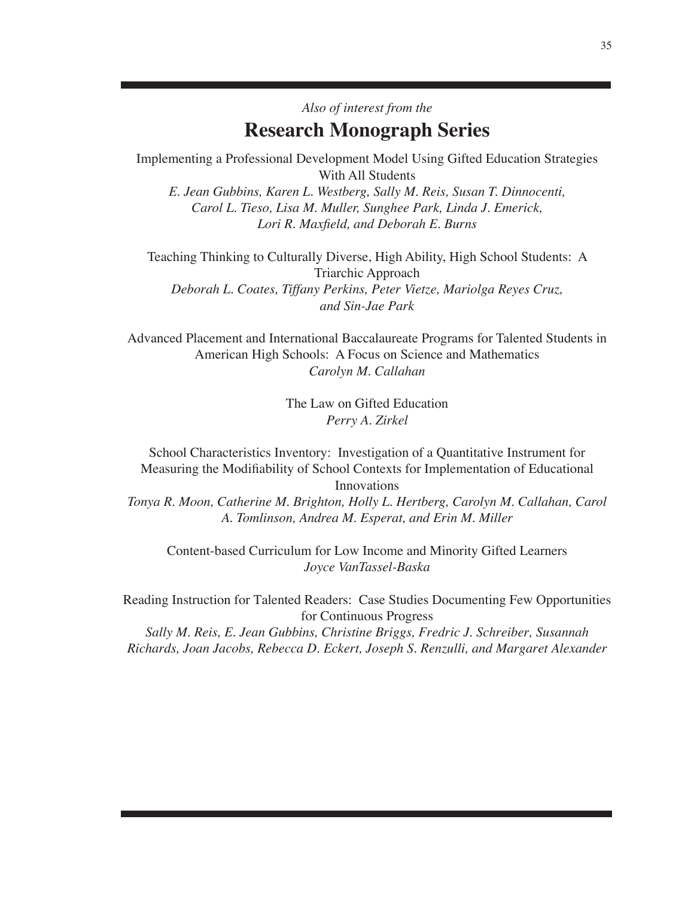*Also of interest from the*

## Research Monograph Series

Implementing a Professional Development Model Using Gifted Education Strategies With All Students
*E. Jean Gubbins, Karen L. Westberg, Sally M. Reis, Susan T. Dinnocenti, Carol L. Tieso, Lisa M. Muller, Sunghee Park, Linda J. Emerick, Lori R. Maxfield, and Deborah E. Burns*

Teaching Thinking to Culturally Diverse, High Ability, High School Students: A Triarchic Approach
*Deborah L. Coates, Tiffany Perkins, Peter Vietze, Mariolga Reyes Cruz, and Sin-Jae Park*

Advanced Placement and International Baccalaureate Programs for Talented Students in American High Schools: A Focus on Science and Mathematics
*Carolyn M. Callahan*

The Law on Gifted Education
*Perry A. Zirkel*

School Characteristics Inventory: Investigation of a Quantitative Instrument for Measuring the Modifiability of School Contexts for Implementation of Educational Innovations
*Tonya R. Moon, Catherine M. Brighton, Holly L. Hertberg, Carolyn M. Callahan, Carol A. Tomlinson, Andrea M. Esperat, and Erin M. Miller*

Content-based Curriculum for Low Income and Minority Gifted Learners
*Joyce VanTassel-Baska*

Reading Instruction for Talented Readers: Case Studies Documenting Few Opportunities for Continuous Progress
*Sally M. Reis, E. Jean Gubbins, Christine Briggs, Fredric J. Schreiber, Susannah Richards, Joan Jacobs, Rebecca D. Eckert, Joseph S. Renzulli, and Margaret Alexander*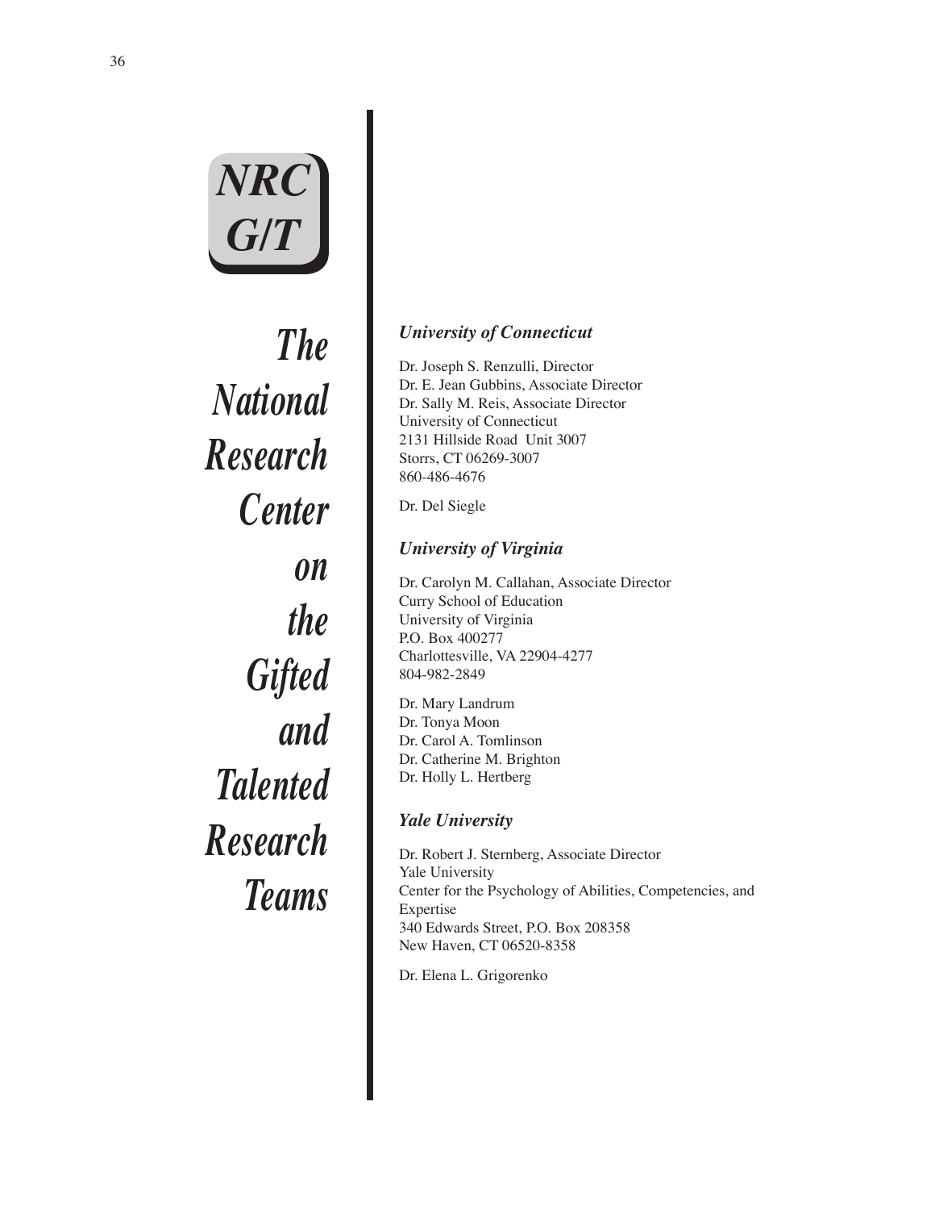# NRC G/T

# The National Research Center on the Gifted and Talented Research Teams

### *University of Connecticut*

Dr. Joseph S. Renzulli, Director
Dr. E. Jean Gubbins, Associate Director
Dr. Sally M. Reis, Associate Director
University of Connecticut
2131 Hillside Road Unit 3007
Storrs, CT 06269-3007
860-486-4676

Dr. Del Siegle

### *University of Virginia*

Dr. Carolyn M. Callahan, Associate Director
Curry School of Education
University of Virginia
P.O. Box 400277
Charlottesville, VA 22904-4277
804-982-2849

Dr. Mary Landrum
Dr. Tonya Moon
Dr. Carol A. Tomlinson
Dr. Catherine M. Brighton
Dr. Holly L. Hertberg

### *Yale University*

Dr. Robert J. Sternberg, Associate Director
Yale University
Center for the Psychology of Abilities, Competencies, and Expertise
340 Edwards Street, P.O. Box 208358
New Haven, CT 06520-8358

Dr. Elena L. Grigorenko